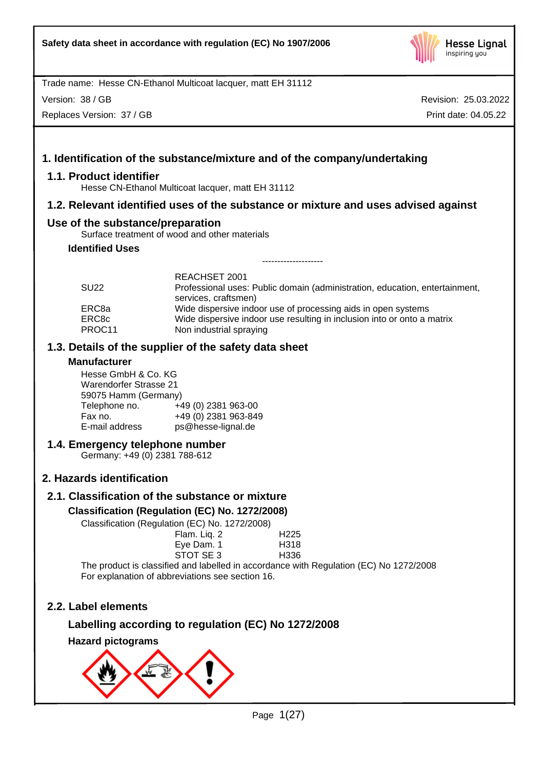Safety data sheet in accordance with regulation (EC) No 1907/2006

Trade name: Hesse CN-Ethanol Multicoat lacquer, matt EH 31112

Version: 38 / GB — Revision: 25.03.2022

Replaces Version: 37 / GB — Print date: 04.05.22

# 1. Identification of the substance/mixture and of the company/undertaking

## 1.1. Product identifier

Hesse CN-Ethanol Multicoat lacquer, matt EH 31112

## 1.2. Relevant identified uses of the substance or mixture and uses advised against

## Use of the substance/preparation

Surface treatment of wood and other materials

**Identified Uses**

--------------------

| | REACHSET 2001 |
|---|---|
| SU22 | Professional uses: Public domain (administration, education, entertainment, services, craftsmen) |
| ERC8a | Wide dispersive indoor use of processing aids in open systems |
| ERC8c | Wide dispersive indoor use resulting in inclusion into or onto a matrix |
| PROC11 | Non industrial spraying |

## 1.3. Details of the supplier of the safety data sheet

**Manufacturer**

Hesse GmbH & Co. KG
Warendorfer Strasse 21
59075 Hamm (Germany)

| | |
|---|---|
| Telephone no. | +49 (0) 2381 963-00 |
| Fax no. | +49 (0) 2381 963-849 |
| E-mail address | ps@hesse-lignal.de |

## 1.4. Emergency telephone number

Germany: +49 (0) 2381 788-612

# 2. Hazards identification

## 2.1. Classification of the substance or mixture

### Classification (Regulation (EC) No. 1272/2008)

Classification (Regulation (EC) No. 1272/2008)

| | |
|---|---|
| Flam. Liq. 2 | H225 |
| Eye Dam. 1 | H318 |
| STOT SE 3 | H336 |

The product is classified and labelled in accordance with Regulation (EC) No 1272/2008
For explanation of abbreviations see section 16.

## 2.2. Label elements

### Labelling according to regulation (EC) No 1272/2008

**Hazard pictograms**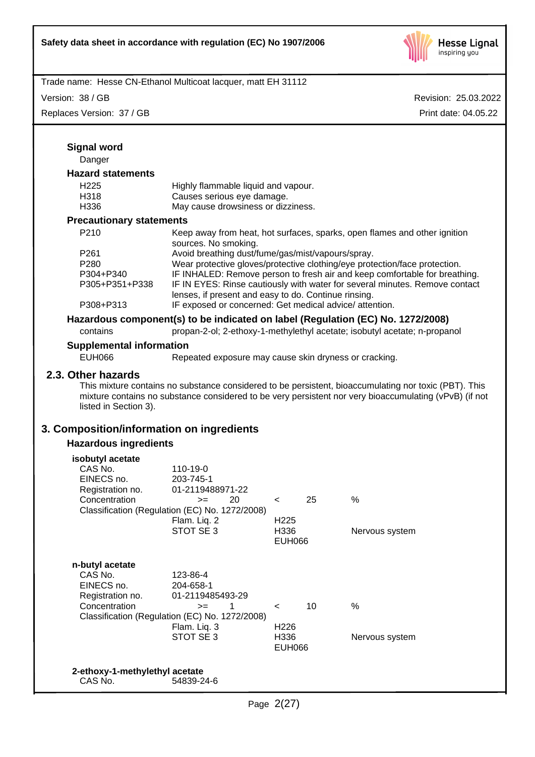### Signal word

Danger

### Hazard statements

| | |
|---|---|
| H225 | Highly flammable liquid and vapour. |
| H318 | Causes serious eye damage. |
| H336 | May cause drowsiness or dizziness. |

### Precautionary statements

| | |
|---|---|
| P210 | Keep away from heat, hot surfaces, sparks, open flames and other ignition sources. No smoking. |
| P261 | Avoid breathing dust/fume/gas/mist/vapours/spray. |
| P280 | Wear protective gloves/protective clothing/eye protection/face protection. |
| P304+P340 | IF INHALED: Remove person to fresh air and keep comfortable for breathing. |
| P305+P351+P338 | IF IN EYES: Rinse cautiously with water for several minutes. Remove contact lenses, if present and easy to do. Continue rinsing. |
| P308+P313 | IF exposed or concerned: Get medical advice/ attention. |

### Hazardous component(s) to be indicated on label (Regulation (EC) No. 1272/2008)

| | |
|---|---|
| contains | propan-2-ol; 2-ethoxy-1-methylethyl acetate; isobutyl acetate; n-propanol |

### Supplemental information

| | |
|---|---|
| EUH066 | Repeated exposure may cause skin dryness or cracking. |

## 2.3. Other hazards

This mixture contains no substance considered to be persistent, bioaccumulating nor toxic (PBT). This mixture contains no substance considered to be very persistent nor very bioaccumulating (vPvB) (if not listed in Section 3).

# 3. Composition/information on ingredients

### Hazardous ingredients

**isobutyl acetate**

| | | | |
|---|---|---|---|
| CAS No. | 110-19-0 | | |
| EINECS no. | 203-745-1 | | |
| Registration no. | 01-2119488971-22 | | |
| Concentration | >= 20 | < 25 | % |
| Classification (Regulation (EC) No. 1272/2008) | | | |
| | Flam. Liq. 2 | H225 | |
| | STOT SE 3 | H336 | Nervous system |
| | | EUH066 | |

**n-butyl acetate**

| | | | |
|---|---|---|---|
| CAS No. | 123-86-4 | | |
| EINECS no. | 204-658-1 | | |
| Registration no. | 01-2119485493-29 | | |
| Concentration | >= 1 | < 10 | % |
| Classification (Regulation (EC) No. 1272/2008) | | | |
| | Flam. Liq. 3 | H226 | |
| | STOT SE 3 | H336 | Nervous system |
| | | EUH066 | |

**2-ethoxy-1-methylethyl acetate**

| | |
|---|---|
| CAS No. | 54839-24-6 |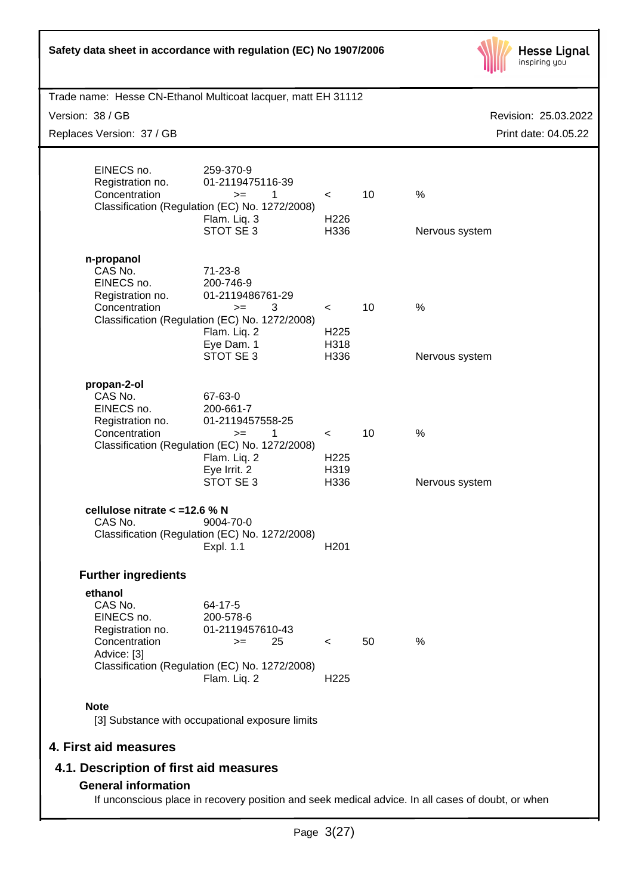| | | | | |
|---|---|---|---|---|
| EINECS no. | 259-370-9 | | | |
| Registration no. | 01-2119475116-39 | | | |
| Concentration | >= 1 | < | 10 | % |
| Classification (Regulation (EC) No. 1272/2008) | | | | |
| | Flam. Liq. 3 | H226 | | |
| | STOT SE 3 | H336 | | Nervous system |

**n-propanol**

| | | | | |
|---|---|---|---|---|
| CAS No. | 71-23-8 | | | |
| EINECS no. | 200-746-9 | | | |
| Registration no. | 01-2119486761-29 | | | |
| Concentration | >= 3 | < | 10 | % |
| Classification (Regulation (EC) No. 1272/2008) | | | | |
| | Flam. Liq. 2 | H225 | | |
| | Eye Dam. 1 | H318 | | |
| | STOT SE 3 | H336 | | Nervous system |

**propan-2-ol**

| | | | | |
|---|---|---|---|---|
| CAS No. | 67-63-0 | | | |
| EINECS no. | 200-661-7 | | | |
| Registration no. | 01-2119457558-25 | | | |
| Concentration | >= 1 | < | 10 | % |
| Classification (Regulation (EC) No. 1272/2008) | | | | |
| | Flam. Liq. 2 | H225 | | |
| | Eye Irrit. 2 | H319 | | |
| | STOT SE 3 | H336 | | Nervous system |

**cellulose nitrate < =12.6 % N**

| | | |
|---|---|---|
| CAS No. | 9004-70-0 | |
| Classification (Regulation (EC) No. 1272/2008) | | |
| | Expl. 1.1 | H201 |

### Further ingredients

**ethanol**

| | | | | |
|---|---|---|---|---|
| CAS No. | 64-17-5 | | | |
| EINECS no. | 200-578-6 | | | |
| Registration no. | 01-2119457610-43 | | | |
| Concentration | >= 25 | < | 50 | % |
| Advice: [3] | | | | |
| Classification (Regulation (EC) No. 1272/2008) | | | | |
| | Flam. Liq. 2 | H225 | | |

**Note**

[3] Substance with occupational exposure limits

## 4. First aid measures

### 4.1. Description of first aid measures

**General information**

If unconscious place in recovery position and seek medical advice. In all cases of doubt, or when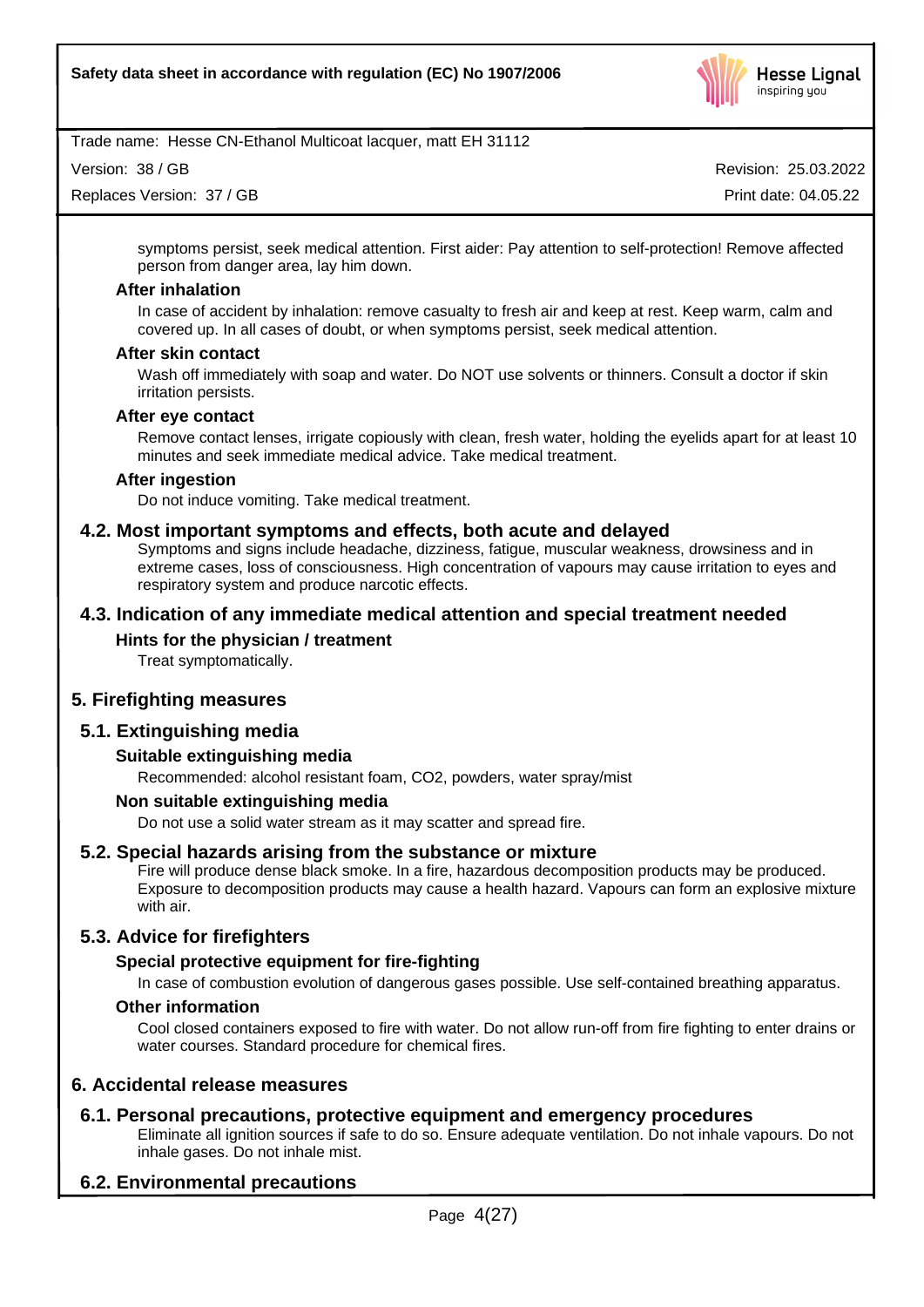symptoms persist, seek medical attention. First aider: Pay attention to self-protection! Remove affected person from danger area, lay him down.

**After inhalation**

In case of accident by inhalation: remove casualty to fresh air and keep at rest. Keep warm, calm and covered up. In all cases of doubt, or when symptoms persist, seek medical attention.

**After skin contact**

Wash off immediately with soap and water. Do NOT use solvents or thinners. Consult a doctor if skin irritation persists.

**After eye contact**

Remove contact lenses, irrigate copiously with clean, fresh water, holding the eyelids apart for at least 10 minutes and seek immediate medical advice. Take medical treatment.

**After ingestion**

Do not induce vomiting. Take medical treatment.

### 4.2. Most important symptoms and effects, both acute and delayed

Symptoms and signs include headache, dizziness, fatigue, muscular weakness, drowsiness and in extreme cases, loss of consciousness. High concentration of vapours may cause irritation to eyes and respiratory system and produce narcotic effects.

### 4.3. Indication of any immediate medical attention and special treatment needed

**Hints for the physician / treatment**

Treat symptomatically.

## 5. Firefighting measures

### 5.1. Extinguishing media

**Suitable extinguishing media**

Recommended: alcohol resistant foam, $CO_2$, powders, water spray/mist

**Non suitable extinguishing media**

Do not use a solid water stream as it may scatter and spread fire.

### 5.2. Special hazards arising from the substance or mixture

Fire will produce dense black smoke. In a fire, hazardous decomposition products may be produced. Exposure to decomposition products may cause a health hazard. Vapours can form an explosive mixture with air.

### 5.3. Advice for firefighters

**Special protective equipment for fire-fighting**

In case of combustion evolution of dangerous gases possible. Use self-contained breathing apparatus.

**Other information**

Cool closed containers exposed to fire with water. Do not allow run-off from fire fighting to enter drains or water courses. Standard procedure for chemical fires.

## 6. Accidental release measures

### 6.1. Personal precautions, protective equipment and emergency procedures

Eliminate all ignition sources if safe to do so. Ensure adequate ventilation. Do not inhale vapours. Do not inhale gases. Do not inhale mist.

### 6.2. Environmental precautions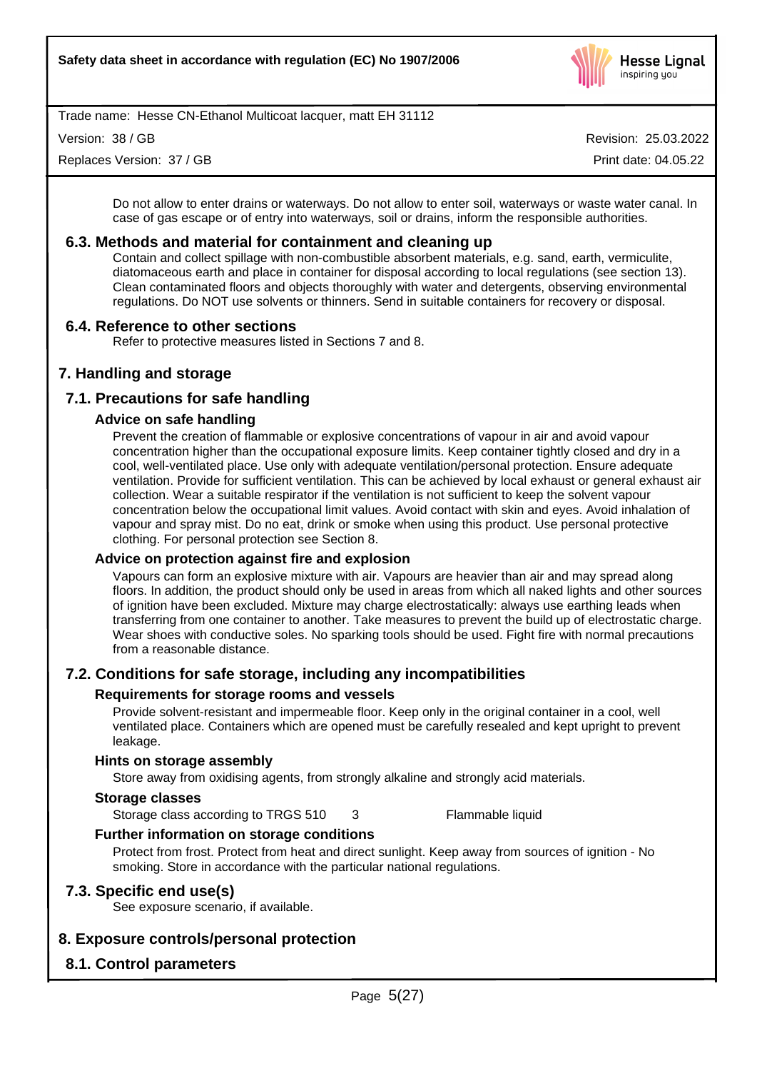Do not allow to enter drains or waterways. Do not allow to enter soil, waterways or waste water canal. In case of gas escape or of entry into waterways, soil or drains, inform the responsible authorities.

### 6.3. Methods and material for containment and cleaning up

Contain and collect spillage with non-combustible absorbent materials, e.g. sand, earth, vermiculite, diatomaceous earth and place in container for disposal according to local regulations (see section 13). Clean contaminated floors and objects thoroughly with water and detergents, observing environmental regulations. Do NOT use solvents or thinners. Send in suitable containers for recovery or disposal.

### 6.4. Reference to other sections

Refer to protective measures listed in Sections 7 and 8.

## 7. Handling and storage

### 7.1. Precautions for safe handling

#### Advice on safe handling

Prevent the creation of flammable or explosive concentrations of vapour in air and avoid vapour concentration higher than the occupational exposure limits. Keep container tightly closed and dry in a cool, well-ventilated place. Use only with adequate ventilation/personal protection. Ensure adequate ventilation. Provide for sufficient ventilation. This can be achieved by local exhaust or general exhaust air collection. Wear a suitable respirator if the ventilation is not sufficient to keep the solvent vapour concentration below the occupational limit values. Avoid contact with skin and eyes. Avoid inhalation of vapour and spray mist. Do no eat, drink or smoke when using this product. Use personal protective clothing. For personal protection see Section 8.

#### Advice on protection against fire and explosion

Vapours can form an explosive mixture with air. Vapours are heavier than air and may spread along floors. In addition, the product should only be used in areas from which all naked lights and other sources of ignition have been excluded. Mixture may charge electrostatically: always use earthing leads when transferring from one container to another. Take measures to prevent the build up of electrostatic charge. Wear shoes with conductive soles. No sparking tools should be used. Fight fire with normal precautions from a reasonable distance.

### 7.2. Conditions for safe storage, including any incompatibilities

#### Requirements for storage rooms and vessels

Provide solvent-resistant and impermeable floor. Keep only in the original container in a cool, well ventilated place. Containers which are opened must be carefully resealed and kept upright to prevent leakage.

#### Hints on storage assembly

Store away from oxidising agents, from strongly alkaline and strongly acid materials.

#### Storage classes

| | | |
|---|---|---|
| Storage class according to TRGS 510 | 3 | Flammable liquid |

#### Further information on storage conditions

Protect from frost. Protect from heat and direct sunlight. Keep away from sources of ignition - No smoking. Store in accordance with the particular national regulations.

### 7.3. Specific end use(s)

See exposure scenario, if available.

## 8. Exposure controls/personal protection

### 8.1. Control parameters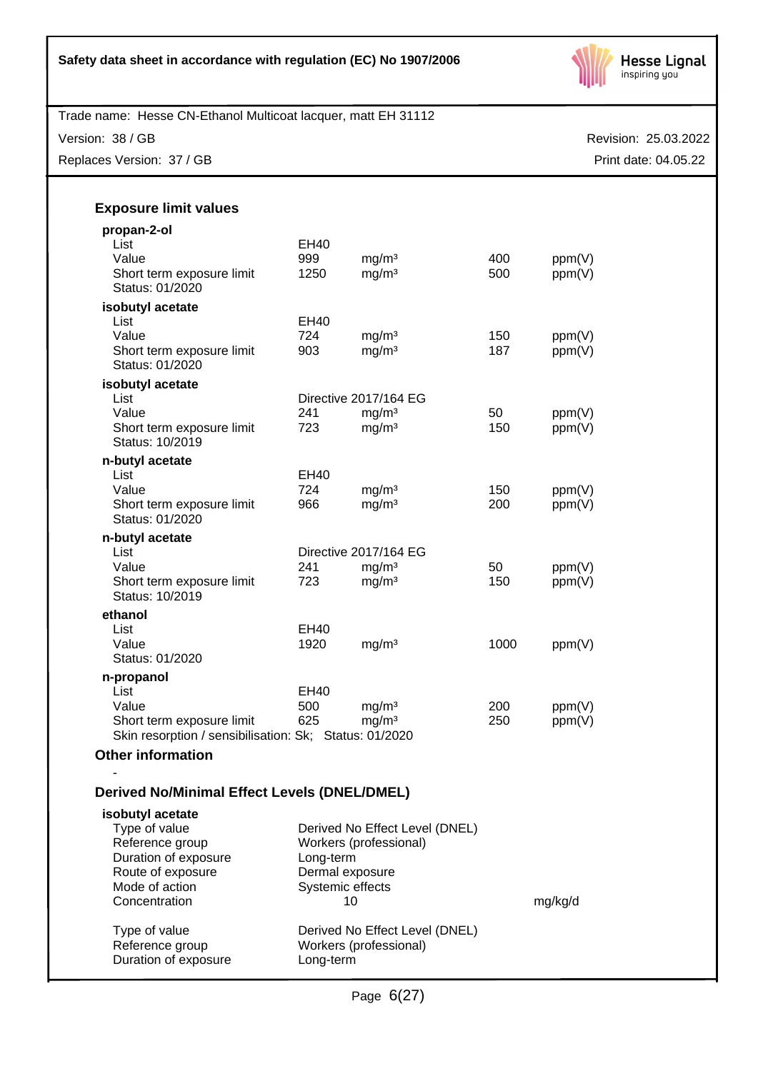### Exposure limit values

**propan-2-ol**

| | | | | |
|---|---|---|---|---|
| List | EH40 | | | |
| Value | 999 | mg/m³ | 400 | ppm(V) |
| Short term exposure limit | 1250 | mg/m³ | 500 | ppm(V) |

Status: 01/2020

**isobutyl acetate**

| | | | | |
|---|---|---|---|---|
| List | EH40 | | | |
| Value | 724 | mg/m³ | 150 | ppm(V) |
| Short term exposure limit | 903 | mg/m³ | 187 | ppm(V) |

Status: 01/2020

**isobutyl acetate**

| | | | | |
|---|---|---|---|---|
| List | Directive 2017/164 EG | | | |
| Value | 241 | mg/m³ | 50 | ppm(V) |
| Short term exposure limit | 723 | mg/m³ | 150 | ppm(V) |

Status: 10/2019

**n-butyl acetate**

| | | | | |
|---|---|---|---|---|
| List | EH40 | | | |
| Value | 724 | mg/m³ | 150 | ppm(V) |
| Short term exposure limit | 966 | mg/m³ | 200 | ppm(V) |

Status: 01/2020

**n-butyl acetate**

| | | | | |
|---|---|---|---|---|
| List | Directive 2017/164 EG | | | |
| Value | 241 | mg/m³ | 50 | ppm(V) |
| Short term exposure limit | 723 | mg/m³ | 150 | ppm(V) |

Status: 10/2019

**ethanol**

| | | | | |
|---|---|---|---|---|
| List | EH40 | | | |
| Value | 1920 | mg/m³ | 1000 | ppm(V) |

Status: 01/2020

**n-propanol**

| | | | | |
|---|---|---|---|---|
| List | EH40 | | | |
| Value | 500 | mg/m³ | 200 | ppm(V) |
| Short term exposure limit | 625 | mg/m³ | 250 | ppm(V) |

Skin resorption / sensibilisation: Sk; Status: 01/2020

### Other information

-

### Derived No/Minimal Effect Levels (DNEL/DMEL)

**isobutyl acetate**

| | | |
|---|---|---|
| Type of value | Derived No Effect Level (DNEL) | |
| Reference group | Workers (professional) | |
| Duration of exposure | Long-term | |
| Route of exposure | Dermal exposure | |
| Mode of action | Systemic effects | |
| Concentration | 10 | mg/kg/d |

| | |
|---|---|
| Type of value | Derived No Effect Level (DNEL) |
| Reference group | Workers (professional) |
| Duration of exposure | Long-term |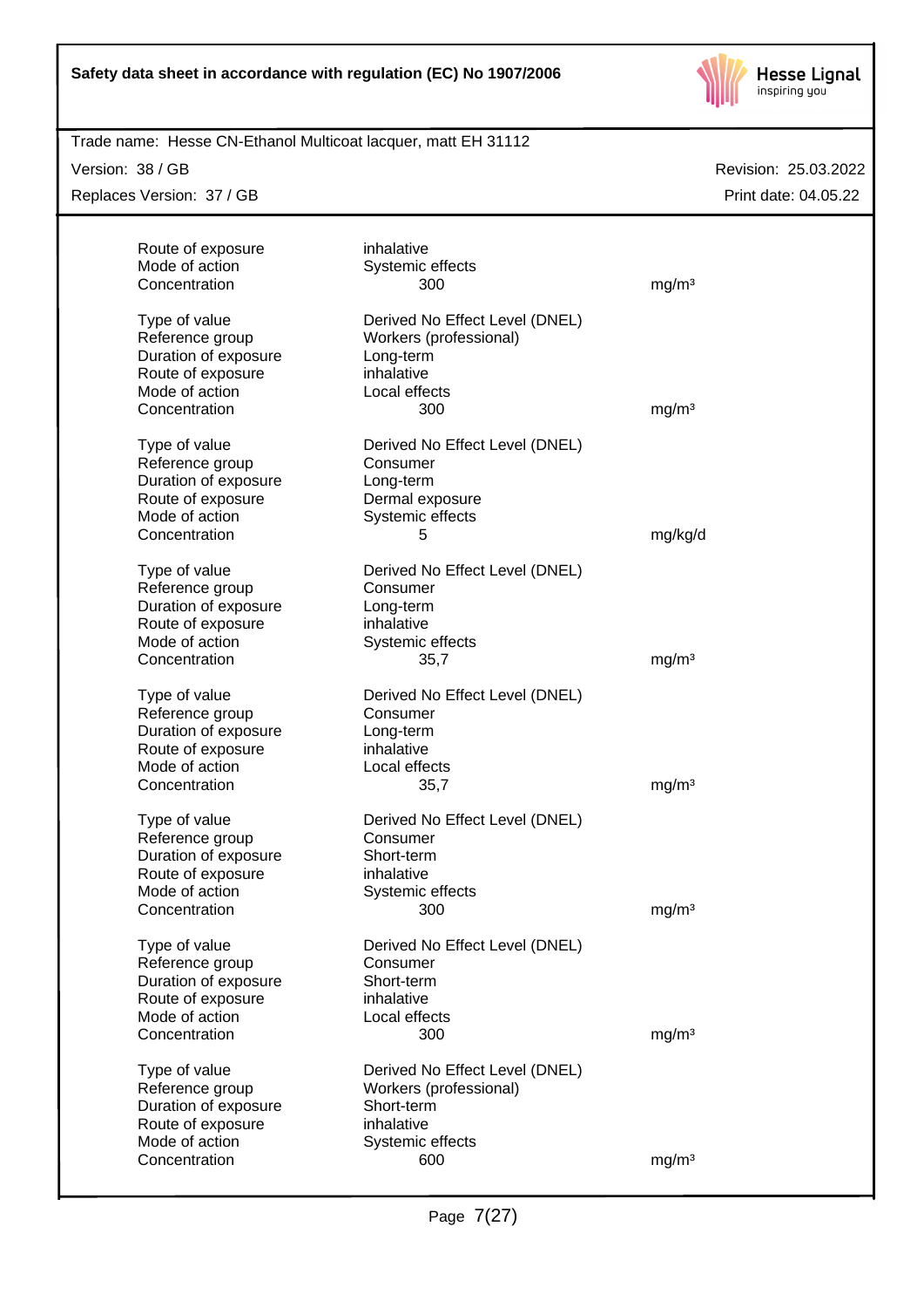| | | |
|---|---|---|
| Route of exposure | inhalative | |
| Mode of action | Systemic effects | |
| Concentration | 300 | mg/m³ |

| | | |
|---|---|---|
| Type of value | Derived No Effect Level (DNEL) | |
| Reference group | Workers (professional) | |
| Duration of exposure | Long-term | |
| Route of exposure | inhalative | |
| Mode of action | Local effects | |
| Concentration | 300 | mg/m³ |

| | | |
|---|---|---|
| Type of value | Derived No Effect Level (DNEL) | |
| Reference group | Consumer | |
| Duration of exposure | Long-term | |
| Route of exposure | Dermal exposure | |
| Mode of action | Systemic effects | |
| Concentration | 5 | mg/kg/d |

| | | |
|---|---|---|
| Type of value | Derived No Effect Level (DNEL) | |
| Reference group | Consumer | |
| Duration of exposure | Long-term | |
| Route of exposure | inhalative | |
| Mode of action | Systemic effects | |
| Concentration | 35,7 | mg/m³ |

| | | |
|---|---|---|
| Type of value | Derived No Effect Level (DNEL) | |
| Reference group | Consumer | |
| Duration of exposure | Long-term | |
| Route of exposure | inhalative | |
| Mode of action | Local effects | |
| Concentration | 35,7 | mg/m³ |

| | | |
|---|---|---|
| Type of value | Derived No Effect Level (DNEL) | |
| Reference group | Consumer | |
| Duration of exposure | Short-term | |
| Route of exposure | inhalative | |
| Mode of action | Systemic effects | |
| Concentration | 300 | mg/m³ |

| | | |
|---|---|---|
| Type of value | Derived No Effect Level (DNEL) | |
| Reference group | Consumer | |
| Duration of exposure | Short-term | |
| Route of exposure | inhalative | |
| Mode of action | Local effects | |
| Concentration | 300 | mg/m³ |

| | | |
|---|---|---|
| Type of value | Derived No Effect Level (DNEL) | |
| Reference group | Workers (professional) | |
| Duration of exposure | Short-term | |
| Route of exposure | inhalative | |
| Mode of action | Systemic effects | |
| Concentration | 600 | mg/m³ |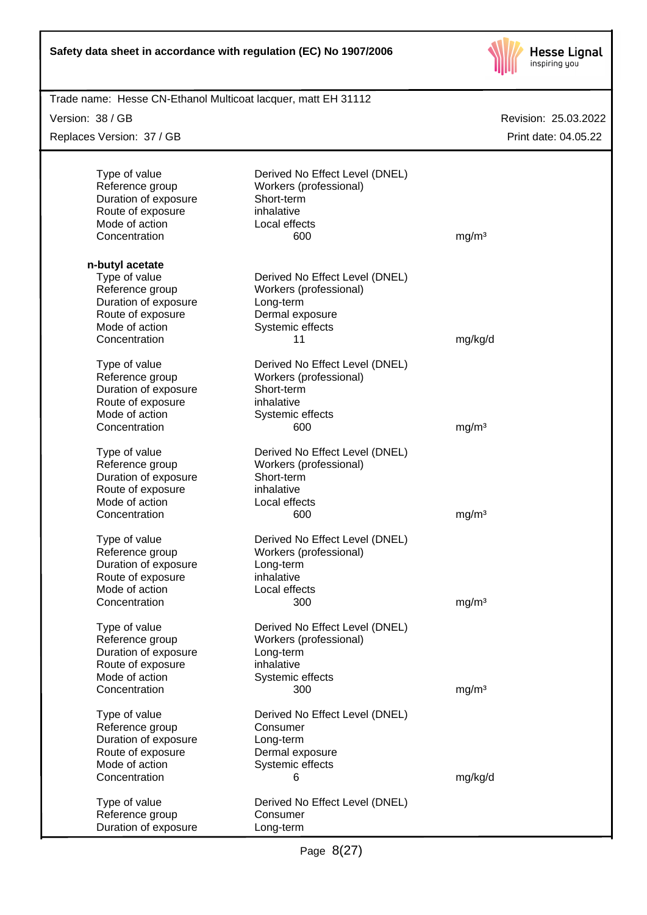| | | |
|---|---|---|
| Type of value | Derived No Effect Level (DNEL) | |
| Reference group | Workers (professional) | |
| Duration of exposure | Short-term | |
| Route of exposure | inhalative | |
| Mode of action | Local effects | |
| Concentration | 600 | mg/m³ |

**n-butyl acetate**

| | | |
|---|---|---|
| Type of value | Derived No Effect Level (DNEL) | |
| Reference group | Workers (professional) | |
| Duration of exposure | Long-term | |
| Route of exposure | Dermal exposure | |
| Mode of action | Systemic effects | |
| Concentration | 11 | mg/kg/d |

| | | |
|---|---|---|
| Type of value | Derived No Effect Level (DNEL) | |
| Reference group | Workers (professional) | |
| Duration of exposure | Short-term | |
| Route of exposure | inhalative | |
| Mode of action | Systemic effects | |
| Concentration | 600 | mg/m³ |

| | | |
|---|---|---|
| Type of value | Derived No Effect Level (DNEL) | |
| Reference group | Workers (professional) | |
| Duration of exposure | Short-term | |
| Route of exposure | inhalative | |
| Mode of action | Local effects | |
| Concentration | 600 | mg/m³ |

| | | |
|---|---|---|
| Type of value | Derived No Effect Level (DNEL) | |
| Reference group | Workers (professional) | |
| Duration of exposure | Long-term | |
| Route of exposure | inhalative | |
| Mode of action | Local effects | |
| Concentration | 300 | mg/m³ |

| | | |
|---|---|---|
| Type of value | Derived No Effect Level (DNEL) | |
| Reference group | Workers (professional) | |
| Duration of exposure | Long-term | |
| Route of exposure | inhalative | |
| Mode of action | Systemic effects | |
| Concentration | 300 | mg/m³ |

| | | |
|---|---|---|
| Type of value | Derived No Effect Level (DNEL) | |
| Reference group | Consumer | |
| Duration of exposure | Long-term | |
| Route of exposure | Dermal exposure | |
| Mode of action | Systemic effects | |
| Concentration | 6 | mg/kg/d |

| | | |
|---|---|---|
| Type of value | Derived No Effect Level (DNEL) | |
| Reference group | Consumer | |
| Duration of exposure | Long-term | |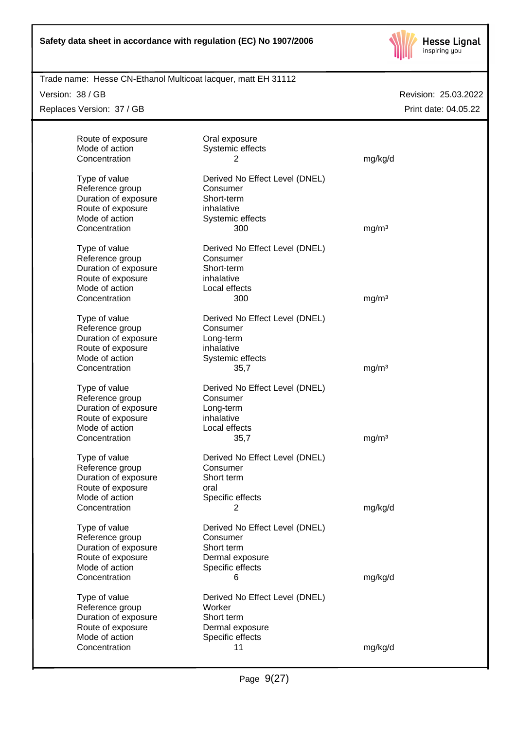| | | |
|---|---|---|
| Route of exposure | Oral exposure | |
| Mode of action | Systemic effects | |
| Concentration | 2 | mg/kg/d |
| | | |
| Type of value | Derived No Effect Level (DNEL) | |
| Reference group | Consumer | |
| Duration of exposure | Short-term | |
| Route of exposure | inhalative | |
| Mode of action | Systemic effects | |
| Concentration | 300 | mg/m³ |
| | | |
| Type of value | Derived No Effect Level (DNEL) | |
| Reference group | Consumer | |
| Duration of exposure | Short-term | |
| Route of exposure | inhalative | |
| Mode of action | Local effects | |
| Concentration | 300 | mg/m³ |
| | | |
| Type of value | Derived No Effect Level (DNEL) | |
| Reference group | Consumer | |
| Duration of exposure | Long-term | |
| Route of exposure | inhalative | |
| Mode of action | Systemic effects | |
| Concentration | 35,7 | mg/m³ |
| | | |
| Type of value | Derived No Effect Level (DNEL) | |
| Reference group | Consumer | |
| Duration of exposure | Long-term | |
| Route of exposure | inhalative | |
| Mode of action | Local effects | |
| Concentration | 35,7 | mg/m³ |
| | | |
| Type of value | Derived No Effect Level (DNEL) | |
| Reference group | Consumer | |
| Duration of exposure | Short term | |
| Route of exposure | oral | |
| Mode of action | Specific effects | |
| Concentration | 2 | mg/kg/d |
| | | |
| Type of value | Derived No Effect Level (DNEL) | |
| Reference group | Consumer | |
| Duration of exposure | Short term | |
| Route of exposure | Dermal exposure | |
| Mode of action | Specific effects | |
| Concentration | 6 | mg/kg/d |
| | | |
| Type of value | Derived No Effect Level (DNEL) | |
| Reference group | Worker | |
| Duration of exposure | Short term | |
| Route of exposure | Dermal exposure | |
| Mode of action | Specific effects | |
| Concentration | 11 | mg/kg/d |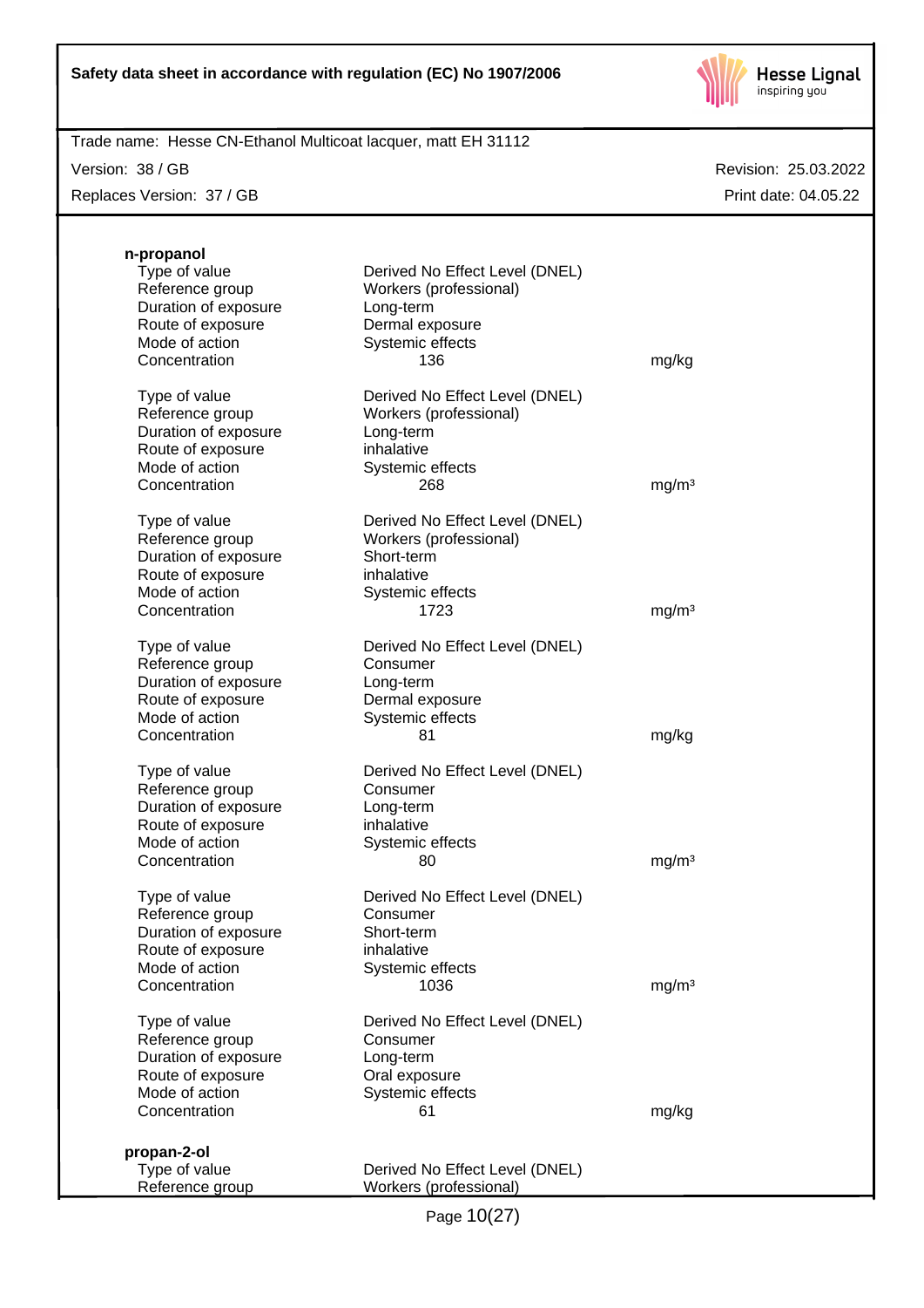**n-propanol**

| | | |
|---|---|---|
| Type of value | Derived No Effect Level (DNEL) | |
| Reference group | Workers (professional) | |
| Duration of exposure | Long-term | |
| Route of exposure | Dermal exposure | |
| Mode of action | Systemic effects | |
| Concentration | 136 | mg/kg |

| | | |
|---|---|---|
| Type of value | Derived No Effect Level (DNEL) | |
| Reference group | Workers (professional) | |
| Duration of exposure | Long-term | |
| Route of exposure | inhalative | |
| Mode of action | Systemic effects | |
| Concentration | 268 | mg/m³ |

| | | |
|---|---|---|
| Type of value | Derived No Effect Level (DNEL) | |
| Reference group | Workers (professional) | |
| Duration of exposure | Short-term | |
| Route of exposure | inhalative | |
| Mode of action | Systemic effects | |
| Concentration | 1723 | mg/m³ |

| | | |
|---|---|---|
| Type of value | Derived No Effect Level (DNEL) | |
| Reference group | Consumer | |
| Duration of exposure | Long-term | |
| Route of exposure | Dermal exposure | |
| Mode of action | Systemic effects | |
| Concentration | 81 | mg/kg |

| | | |
|---|---|---|
| Type of value | Derived No Effect Level (DNEL) | |
| Reference group | Consumer | |
| Duration of exposure | Long-term | |
| Route of exposure | inhalative | |
| Mode of action | Systemic effects | |
| Concentration | 80 | mg/m³ |

| | | |
|---|---|---|
| Type of value | Derived No Effect Level (DNEL) | |
| Reference group | Consumer | |
| Duration of exposure | Short-term | |
| Route of exposure | inhalative | |
| Mode of action | Systemic effects | |
| Concentration | 1036 | mg/m³ |

| | | |
|---|---|---|
| Type of value | Derived No Effect Level (DNEL) | |
| Reference group | Consumer | |
| Duration of exposure | Long-term | |
| Route of exposure | Oral exposure | |
| Mode of action | Systemic effects | |
| Concentration | 61 | mg/kg |

**propan-2-ol**

| | |
|---|---|
| Type of value | Derived No Effect Level (DNEL) |
| Reference group | Workers (professional) |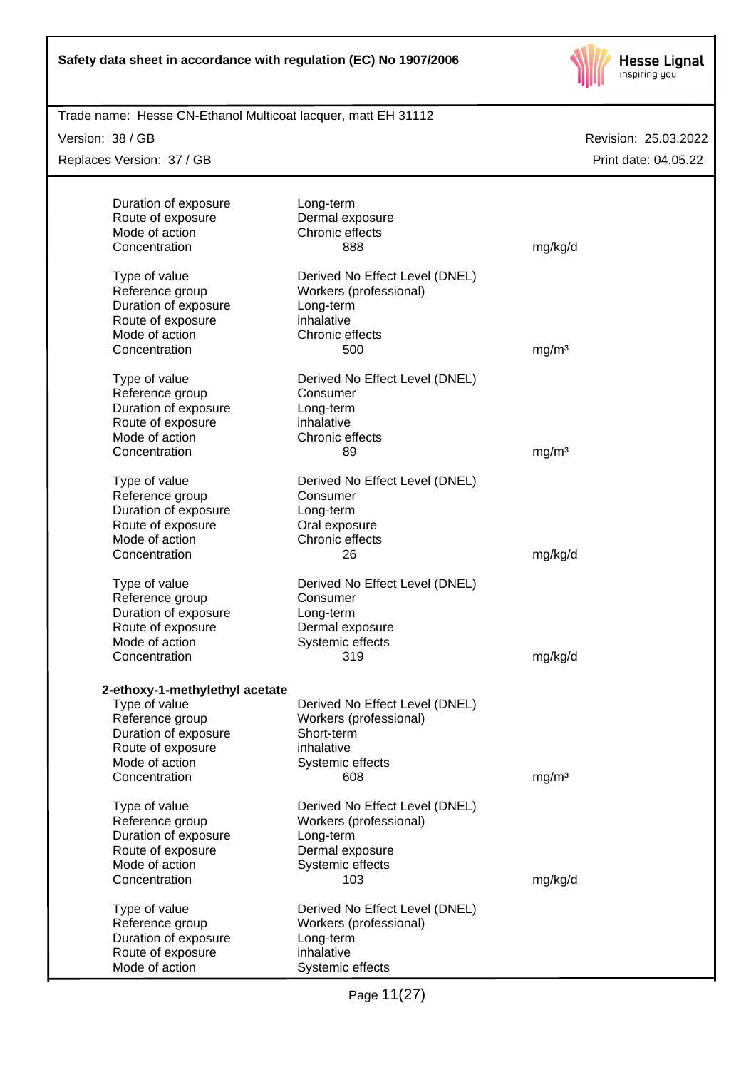| | | |
|---|---|---|
| Duration of exposure | Long-term | |
| Route of exposure | Dermal exposure | |
| Mode of action | Chronic effects | |
| Concentration | 888 | mg/kg/d |

| | | |
|---|---|---|
| Type of value | Derived No Effect Level (DNEL) | |
| Reference group | Workers (professional) | |
| Duration of exposure | Long-term | |
| Route of exposure | inhalative | |
| Mode of action | Chronic effects | |
| Concentration | 500 | mg/m³ |

| | | |
|---|---|---|
| Type of value | Derived No Effect Level (DNEL) | |
| Reference group | Consumer | |
| Duration of exposure | Long-term | |
| Route of exposure | inhalative | |
| Mode of action | Chronic effects | |
| Concentration | 89 | mg/m³ |

| | | |
|---|---|---|
| Type of value | Derived No Effect Level (DNEL) | |
| Reference group | Consumer | |
| Duration of exposure | Long-term | |
| Route of exposure | Oral exposure | |
| Mode of action | Chronic effects | |
| Concentration | 26 | mg/kg/d |

| | | |
|---|---|---|
| Type of value | Derived No Effect Level (DNEL) | |
| Reference group | Consumer | |
| Duration of exposure | Long-term | |
| Route of exposure | Dermal exposure | |
| Mode of action | Systemic effects | |
| Concentration | 319 | mg/kg/d |

**2-ethoxy-1-methylethyl acetate**

| | | |
|---|---|---|
| Type of value | Derived No Effect Level (DNEL) | |
| Reference group | Workers (professional) | |
| Duration of exposure | Short-term | |
| Route of exposure | inhalative | |
| Mode of action | Systemic effects | |
| Concentration | 608 | mg/m³ |

| | | |
|---|---|---|
| Type of value | Derived No Effect Level (DNEL) | |
| Reference group | Workers (professional) | |
| Duration of exposure | Long-term | |
| Route of exposure | Dermal exposure | |
| Mode of action | Systemic effects | |
| Concentration | 103 | mg/kg/d |

| | | |
|---|---|---|
| Type of value | Derived No Effect Level (DNEL) | |
| Reference group | Workers (professional) | |
| Duration of exposure | Long-term | |
| Route of exposure | inhalative | |
| Mode of action | Systemic effects | |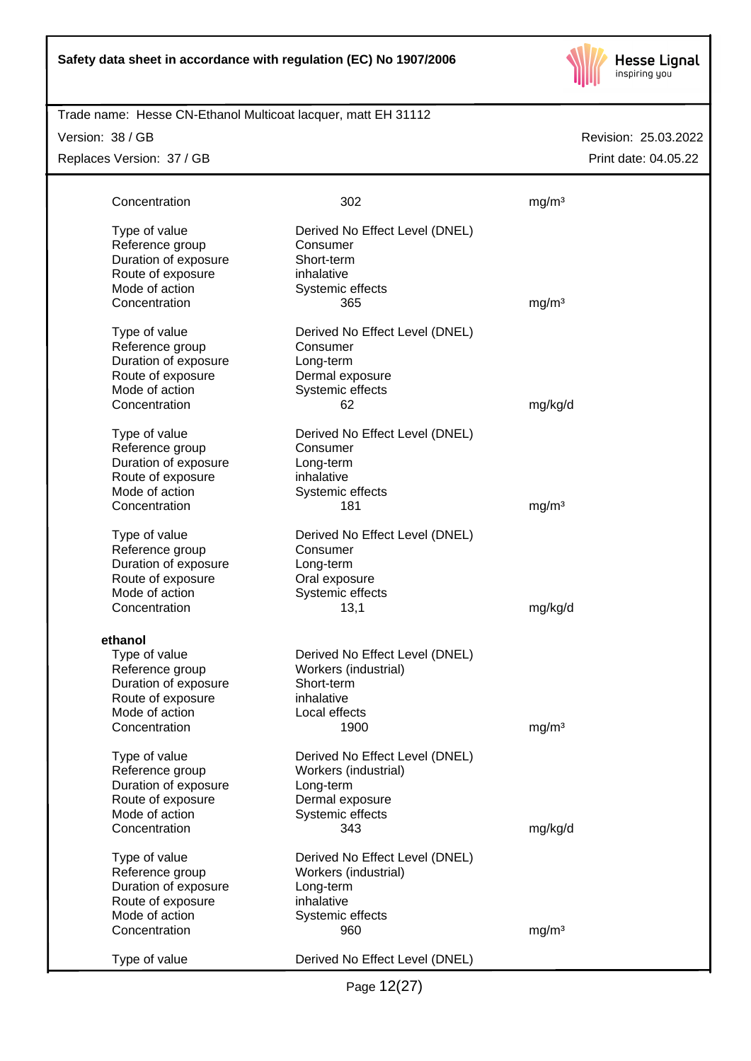| | | |
|---|---|---|
| Concentration | 302 | mg/m³ |
| | | |
| Type of value | Derived No Effect Level (DNEL) | |
| Reference group | Consumer | |
| Duration of exposure | Short-term | |
| Route of exposure | inhalative | |
| Mode of action | Systemic effects | |
| Concentration | 365 | mg/m³ |
| | | |
| Type of value | Derived No Effect Level (DNEL) | |
| Reference group | Consumer | |
| Duration of exposure | Long-term | |
| Route of exposure | Dermal exposure | |
| Mode of action | Systemic effects | |
| Concentration | 62 | mg/kg/d |
| | | |
| Type of value | Derived No Effect Level (DNEL) | |
| Reference group | Consumer | |
| Duration of exposure | Long-term | |
| Route of exposure | inhalative | |
| Mode of action | Systemic effects | |
| Concentration | 181 | mg/m³ |
| | | |
| Type of value | Derived No Effect Level (DNEL) | |
| Reference group | Consumer | |
| Duration of exposure | Long-term | |
| Route of exposure | Oral exposure | |
| Mode of action | Systemic effects | |
| Concentration | 13,1 | mg/kg/d |

**ethanol**

| | | |
|---|---|---|
| Type of value | Derived No Effect Level (DNEL) | |
| Reference group | Workers (industrial) | |
| Duration of exposure | Short-term | |
| Route of exposure | inhalative | |
| Mode of action | Local effects | |
| Concentration | 1900 | mg/m³ |
| | | |
| Type of value | Derived No Effect Level (DNEL) | |
| Reference group | Workers (industrial) | |
| Duration of exposure | Long-term | |
| Route of exposure | Dermal exposure | |
| Mode of action | Systemic effects | |
| Concentration | 343 | mg/kg/d |
| | | |
| Type of value | Derived No Effect Level (DNEL) | |
| Reference group | Workers (industrial) | |
| Duration of exposure | Long-term | |
| Route of exposure | inhalative | |
| Mode of action | Systemic effects | |
| Concentration | 960 | mg/m³ |
| | | |
| Type of value | Derived No Effect Level (DNEL) | |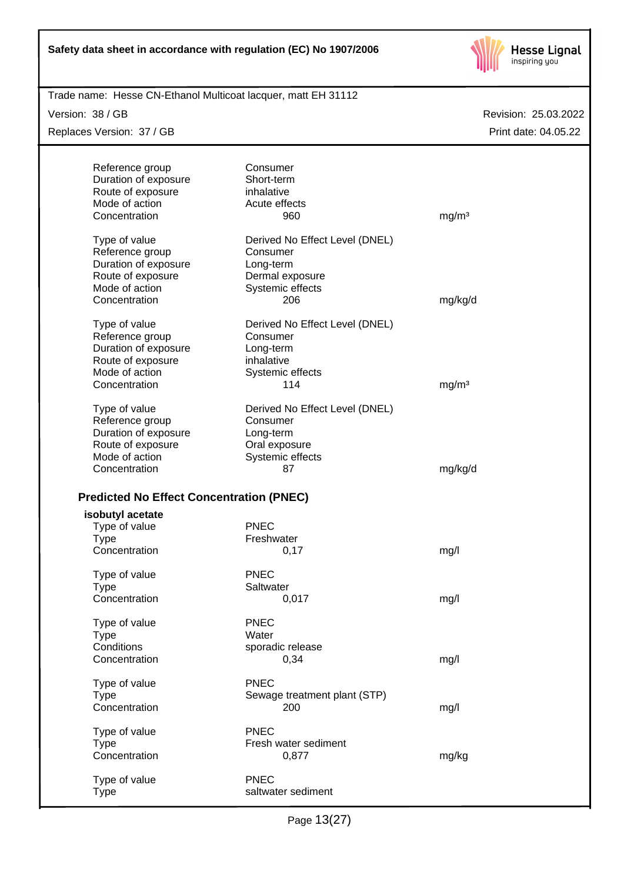| | | |
|---|---|---|
| Reference group | Consumer | |
| Duration of exposure | Short-term | |
| Route of exposure | inhalative | |
| Mode of action | Acute effects | |
| Concentration | 960 | mg/m³ |

| | | |
|---|---|---|
| Type of value | Derived No Effect Level (DNEL) | |
| Reference group | Consumer | |
| Duration of exposure | Long-term | |
| Route of exposure | Dermal exposure | |
| Mode of action | Systemic effects | |
| Concentration | 206 | mg/kg/d |

| | | |
|---|---|---|
| Type of value | Derived No Effect Level (DNEL) | |
| Reference group | Consumer | |
| Duration of exposure | Long-term | |
| Route of exposure | inhalative | |
| Mode of action | Systemic effects | |
| Concentration | 114 | mg/m³ |

| | | |
|---|---|---|
| Type of value | Derived No Effect Level (DNEL) | |
| Reference group | Consumer | |
| Duration of exposure | Long-term | |
| Route of exposure | Oral exposure | |
| Mode of action | Systemic effects | |
| Concentration | 87 | mg/kg/d |

### Predicted No Effect Concentration (PNEC)

**isobutyl acetate**

| | | |
|---|---|---|
| Type of value | PNEC | |
| Type | Freshwater | |
| Concentration | 0,17 | mg/l |

| | | |
|---|---|---|
| Type of value | PNEC | |
| Type | Saltwater | |
| Concentration | 0,017 | mg/l |

| | | |
|---|---|---|
| Type of value | PNEC | |
| Type | Water | |
| Conditions | sporadic release | |
| Concentration | 0,34 | mg/l |

| | | |
|---|---|---|
| Type of value | PNEC | |
| Type | Sewage treatment plant (STP) | |
| Concentration | 200 | mg/l |

| | | |
|---|---|---|
| Type of value | PNEC | |
| Type | Fresh water sediment | |
| Concentration | 0,877 | mg/kg |

| | |
|---|---|
| Type of value | PNEC |
| Type | saltwater sediment |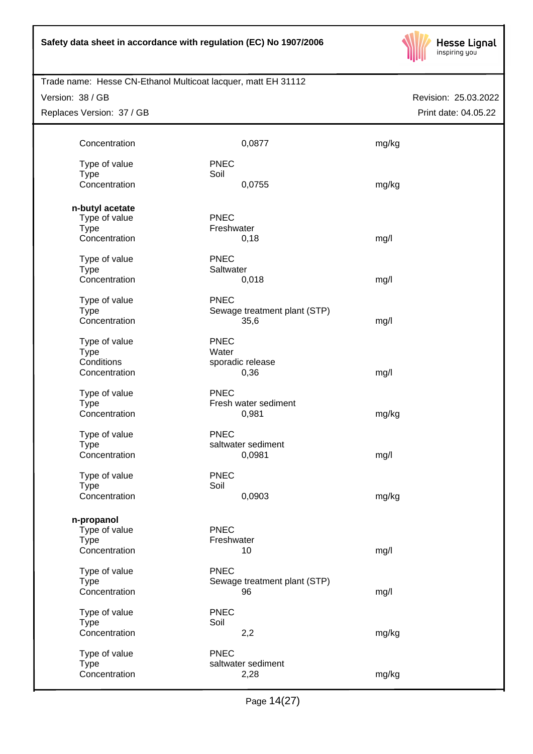| | | |
|---|---|---|
| Concentration | 0,0877 | mg/kg |
| | | |
| Type of value | PNEC | |
| Type | Soil | |
| Concentration | 0,0755 | mg/kg |

**n-butyl acetate**

| | | |
|---|---|---|
| Type of value | PNEC | |
| Type | Freshwater | |
| Concentration | 0,18 | mg/l |
| | | |
| Type of value | PNEC | |
| Type | Saltwater | |
| Concentration | 0,018 | mg/l |
| | | |
| Type of value | PNEC | |
| Type | Sewage treatment plant (STP) | |
| Concentration | 35,6 | mg/l |
| | | |
| Type of value | PNEC | |
| Type | Water | |
| Conditions | sporadic release | |
| Concentration | 0,36 | mg/l |
| | | |
| Type of value | PNEC | |
| Type | Fresh water sediment | |
| Concentration | 0,981 | mg/kg |
| | | |
| Type of value | PNEC | |
| Type | saltwater sediment | |
| Concentration | 0,0981 | mg/l |
| | | |
| Type of value | PNEC | |
| Type | Soil | |
| Concentration | 0,0903 | mg/kg |

**n-propanol**

| | | |
|---|---|---|
| Type of value | PNEC | |
| Type | Freshwater | |
| Concentration | 10 | mg/l |
| | | |
| Type of value | PNEC | |
| Type | Sewage treatment plant (STP) | |
| Concentration | 96 | mg/l |
| | | |
| Type of value | PNEC | |
| Type | Soil | |
| Concentration | 2,2 | mg/kg |
| | | |
| Type of value | PNEC | |
| Type | saltwater sediment | |
| Concentration | 2,28 | mg/kg |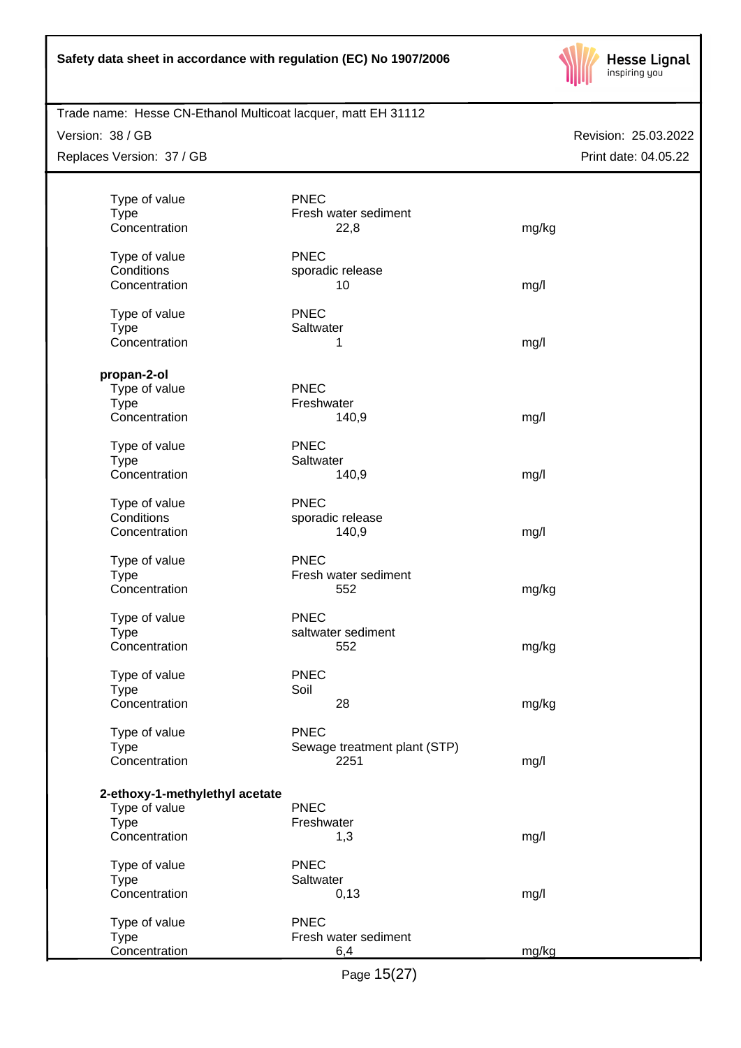| | | |
|---|---|---|
| Type of value | PNEC | |
| Type | Fresh water sediment | |
| Concentration | 22,8 | mg/kg |
| | | |
| Type of value | PNEC | |
| Conditions | sporadic release | |
| Concentration | 10 | mg/l |
| | | |
| Type of value | PNEC | |
| Type | Saltwater | |
| Concentration | 1 | mg/l |

**propan-2-ol**

| | | |
|---|---|---|
| Type of value | PNEC | |
| Type | Freshwater | |
| Concentration | 140,9 | mg/l |
| | | |
| Type of value | PNEC | |
| Type | Saltwater | |
| Concentration | 140,9 | mg/l |
| | | |
| Type of value | PNEC | |
| Conditions | sporadic release | |
| Concentration | 140,9 | mg/l |
| | | |
| Type of value | PNEC | |
| Type | Fresh water sediment | |
| Concentration | 552 | mg/kg |
| | | |
| Type of value | PNEC | |
| Type | saltwater sediment | |
| Concentration | 552 | mg/kg |
| | | |
| Type of value | PNEC | |
| Type | Soil | |
| Concentration | 28 | mg/kg |
| | | |
| Type of value | PNEC | |
| Type | Sewage treatment plant (STP) | |
| Concentration | 2251 | mg/l |

**2-ethoxy-1-methylethyl acetate**

| | | |
|---|---|---|
| Type of value | PNEC | |
| Type | Freshwater | |
| Concentration | 1,3 | mg/l |
| | | |
| Type of value | PNEC | |
| Type | Saltwater | |
| Concentration | 0,13 | mg/l |
| | | |
| Type of value | PNEC | |
| Type | Fresh water sediment | |
| Concentration | 6,4 | mg/kg |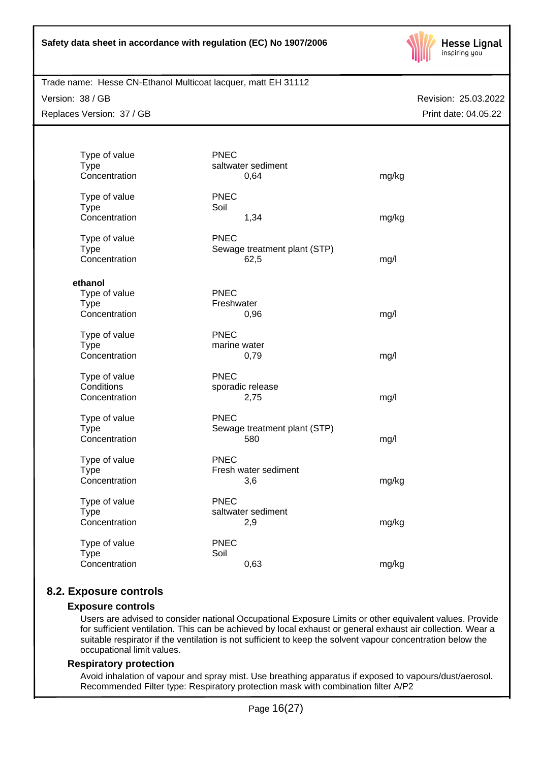| | | |
|---|---|---|
| Type of value | PNEC | |
| Type | saltwater sediment | |
| Concentration | 0,64 | mg/kg |
| | | |
| Type of value | PNEC | |
| Type | Soil | |
| Concentration | 1,34 | mg/kg |
| | | |
| Type of value | PNEC | |
| Type | Sewage treatment plant (STP) | |
| Concentration | 62,5 | mg/l |

**ethanol**

| | | |
|---|---|---|
| Type of value | PNEC | |
| Type | Freshwater | |
| Concentration | 0,96 | mg/l |
| | | |
| Type of value | PNEC | |
| Type | marine water | |
| Concentration | 0,79 | mg/l |
| | | |
| Type of value | PNEC | |
| Conditions | sporadic release | |
| Concentration | 2,75 | mg/l |
| | | |
| Type of value | PNEC | |
| Type | Sewage treatment plant (STP) | |
| Concentration | 580 | mg/l |
| | | |
| Type of value | PNEC | |
| Type | Fresh water sediment | |
| Concentration | 3,6 | mg/kg |
| | | |
| Type of value | PNEC | |
| Type | saltwater sediment | |
| Concentration | 2,9 | mg/kg |
| | | |
| Type of value | PNEC | |
| Type | Soil | |
| Concentration | 0,63 | mg/kg |

## 8.2. Exposure controls

### Exposure controls

Users are advised to consider national Occupational Exposure Limits or other equivalent values. Provide for sufficient ventilation. This can be achieved by local exhaust or general exhaust air collection. Wear a suitable respirator if the ventilation is not sufficient to keep the solvent vapour concentration below the occupational limit values.

### Respiratory protection

Avoid inhalation of vapour and spray mist. Use breathing apparatus if exposed to vapours/dust/aerosol. Recommended Filter type: Respiratory protection mask with combination filter A/P2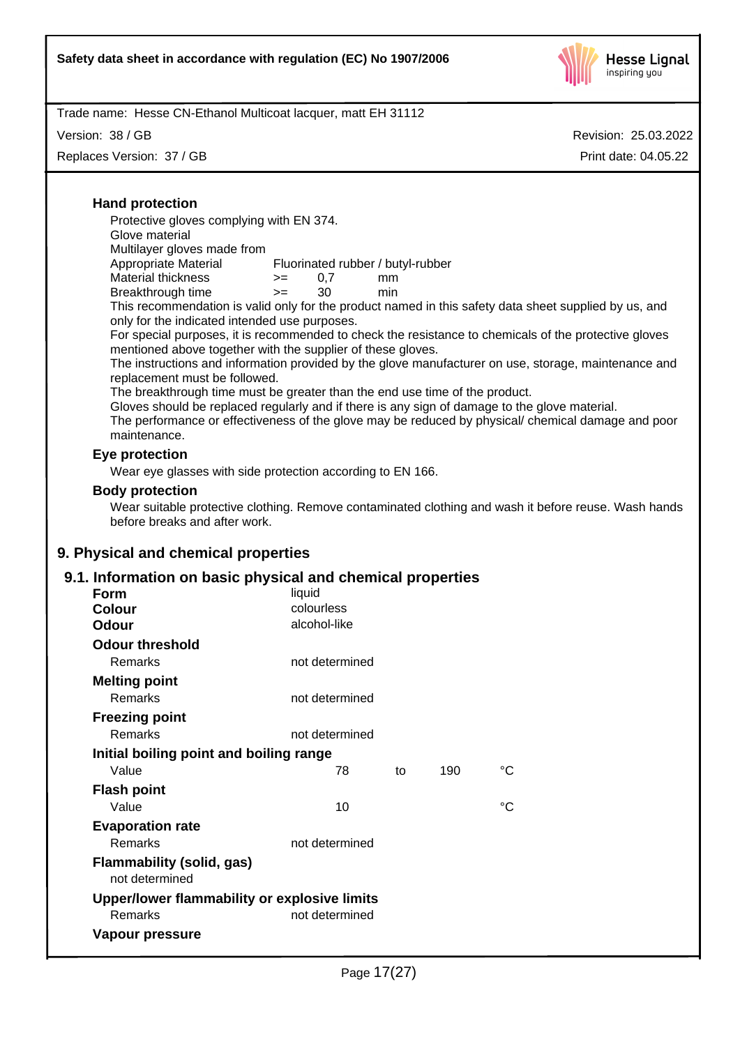### Hand protection

Protective gloves complying with EN 374.
Glove material
Multilayer gloves made from

| | | | |
|---|---|---|---|
| Appropriate Material | Fluorinated rubber / butyl-rubber | | |
| Material thickness | >= | 0,7 | mm |
| Breakthrough time | >= | 30 | min |

This recommendation is valid only for the product named in this safety data sheet supplied by us, and only for the indicated intended use purposes.
For special purposes, it is recommended to check the resistance to chemicals of the protective gloves mentioned above together with the supplier of these gloves.
The instructions and information provided by the glove manufacturer on use, storage, maintenance and replacement must be followed.
The breakthrough time must be greater than the end use time of the product.
Gloves should be replaced regularly and if there is any sign of damage to the glove material.
The performance or effectiveness of the glove may be reduced by physical/ chemical damage and poor maintenance.

### Eye protection

Wear eye glasses with side protection according to EN 166.

### Body protection

Wear suitable protective clothing. Remove contaminated clothing and wash it before reuse. Wash hands before breaks and after work.

## 9. Physical and chemical properties

### 9.1. Information on basic physical and chemical properties

**Form** liquid
**Colour** colourless
**Odour** alcohol-like

**Odour threshold**
Remarks: not determined

**Melting point**
Remarks: not determined

**Freezing point**
Remarks: not determined

**Initial boiling point and boiling range**
Value: 78 to 190 °C

**Flash point**
Value: 10 °C

**Evaporation rate**
Remarks: not determined

**Flammability (solid, gas)**
not determined

**Upper/lower flammability or explosive limits**
Remarks: not determined

**Vapour pressure**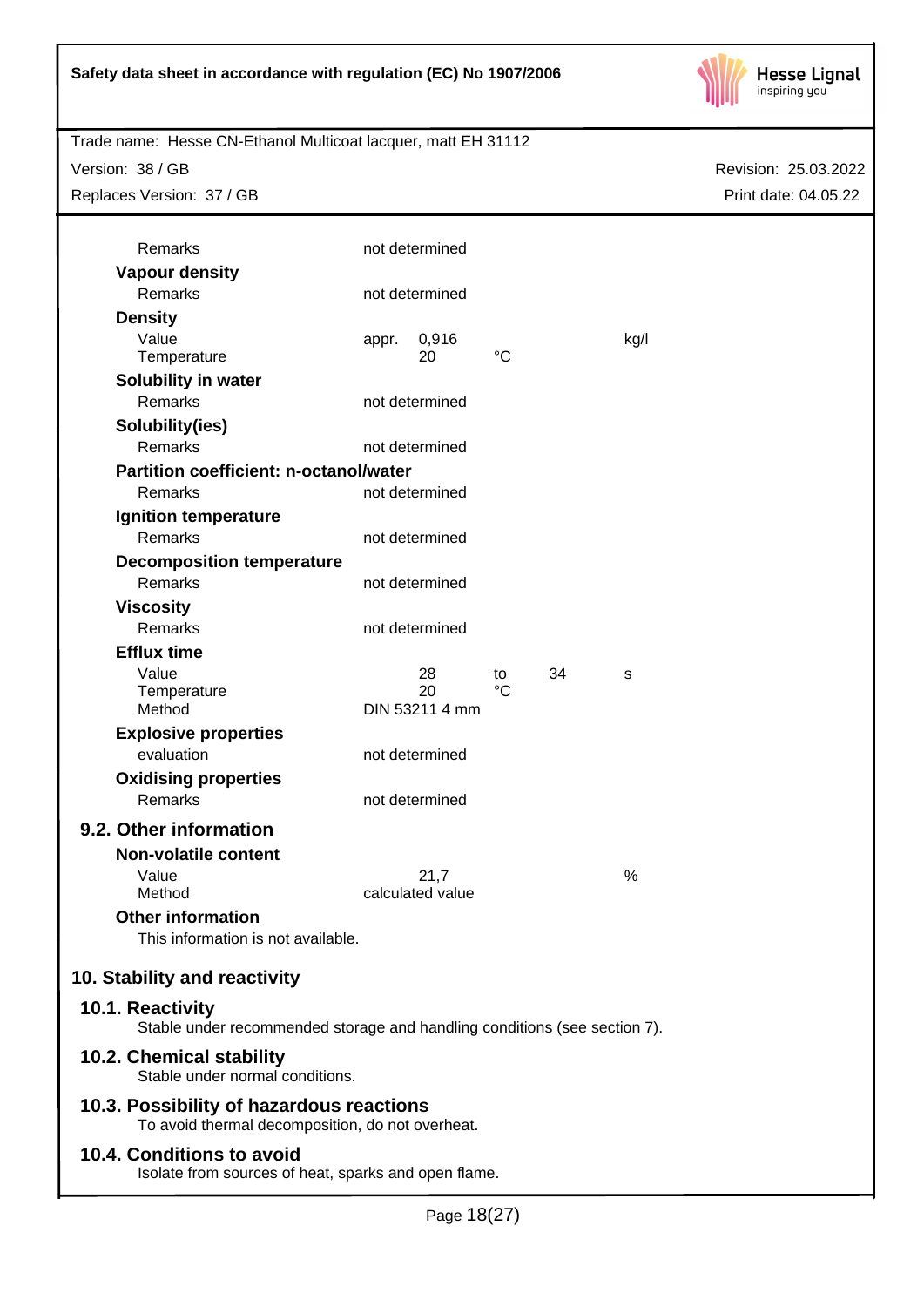| | | | | |
|---|---|---|---|---|
| Remarks | not determined | | | |
| **Vapour density** | | | | |
| Remarks | not determined | | | |
| **Density** | | | | |
| Value | appr. 0,916 | | | kg/l |
| Temperature | 20 | °C | | |
| **Solubility in water** | | | | |
| Remarks | not determined | | | |
| **Solubility(ies)** | | | | |
| Remarks | not determined | | | |
| **Partition coefficient: n-octanol/water** | | | | |
| Remarks | not determined | | | |
| **Ignition temperature** | | | | |
| Remarks | not determined | | | |
| **Decomposition temperature** | | | | |
| Remarks | not determined | | | |
| **Viscosity** | | | | |
| Remarks | not determined | | | |
| **Efflux time** | | | | |
| Value | 28 | to | 34 | s |
| Temperature | 20 | °C | | |
| Method | DIN 53211 4 mm | | | |
| **Explosive properties** | | | | |
| evaluation | not determined | | | |
| **Oxidising properties** | | | | |
| Remarks | not determined | | | |

### 9.2. Other information

| | | |
|---|---|---|
| **Non-volatile content** | | |
| Value | 21,7 | % |
| Method | calculated value | |

**Other information**

This information is not available.

## 10. Stability and reactivity

### 10.1. Reactivity

Stable under recommended storage and handling conditions (see section 7).

### 10.2. Chemical stability

Stable under normal conditions.

### 10.3. Possibility of hazardous reactions

To avoid thermal decomposition, do not overheat.

### 10.4. Conditions to avoid

Isolate from sources of heat, sparks and open flame.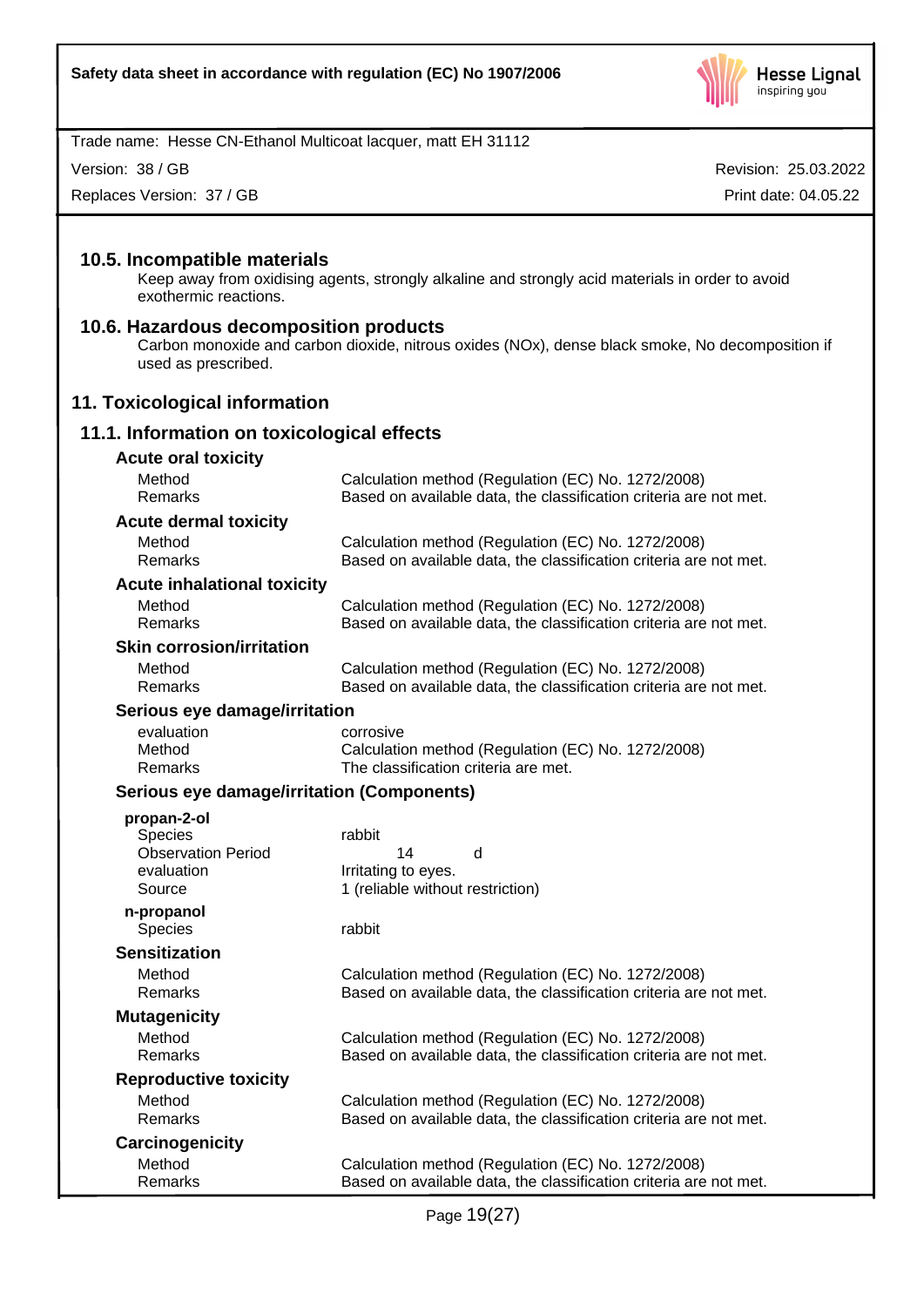### 10.5. Incompatible materials

Keep away from oxidising agents, strongly alkaline and strongly acid materials in order to avoid exothermic reactions.

### 10.6. Hazardous decomposition products

Carbon monoxide and carbon dioxide, nitrous oxides (NOx), dense black smoke, No decomposition if used as prescribed.

## 11. Toxicological information

### 11.1. Information on toxicological effects

**Acute oral toxicity**

| | |
|---|---|
| Method | Calculation method (Regulation (EC) No. 1272/2008) |
| Remarks | Based on available data, the classification criteria are not met. |

**Acute dermal toxicity**

| | |
|---|---|
| Method | Calculation method (Regulation (EC) No. 1272/2008) |
| Remarks | Based on available data, the classification criteria are not met. |

**Acute inhalational toxicity**

| | |
|---|---|
| Method | Calculation method (Regulation (EC) No. 1272/2008) |
| Remarks | Based on available data, the classification criteria are not met. |

**Skin corrosion/irritation**

| | |
|---|---|
| Method | Calculation method (Regulation (EC) No. 1272/2008) |
| Remarks | Based on available data, the classification criteria are not met. |

**Serious eye damage/irritation**

| | |
|---|---|
| evaluation | corrosive |
| Method | Calculation method (Regulation (EC) No. 1272/2008) |
| Remarks | The classification criteria are met. |

**Serious eye damage/irritation (Components)**

**propan-2-ol**

| | |
|---|---|
| Species | rabbit |
| Observation Period | 14 d |
| evaluation | Irritating to eyes. |
| Source | 1 (reliable without restriction) |

**n-propanol**

| | |
|---|---|
| Species | rabbit |

**Sensitization**

| | |
|---|---|
| Method | Calculation method (Regulation (EC) No. 1272/2008) |
| Remarks | Based on available data, the classification criteria are not met. |

**Mutagenicity**

| | |
|---|---|
| Method | Calculation method (Regulation (EC) No. 1272/2008) |
| Remarks | Based on available data, the classification criteria are not met. |

**Reproductive toxicity**

| | |
|---|---|
| Method | Calculation method (Regulation (EC) No. 1272/2008) |
| Remarks | Based on available data, the classification criteria are not met. |

**Carcinogenicity**

| | |
|---|---|
| Method | Calculation method (Regulation (EC) No. 1272/2008) |
| Remarks | Based on available data, the classification criteria are not met. |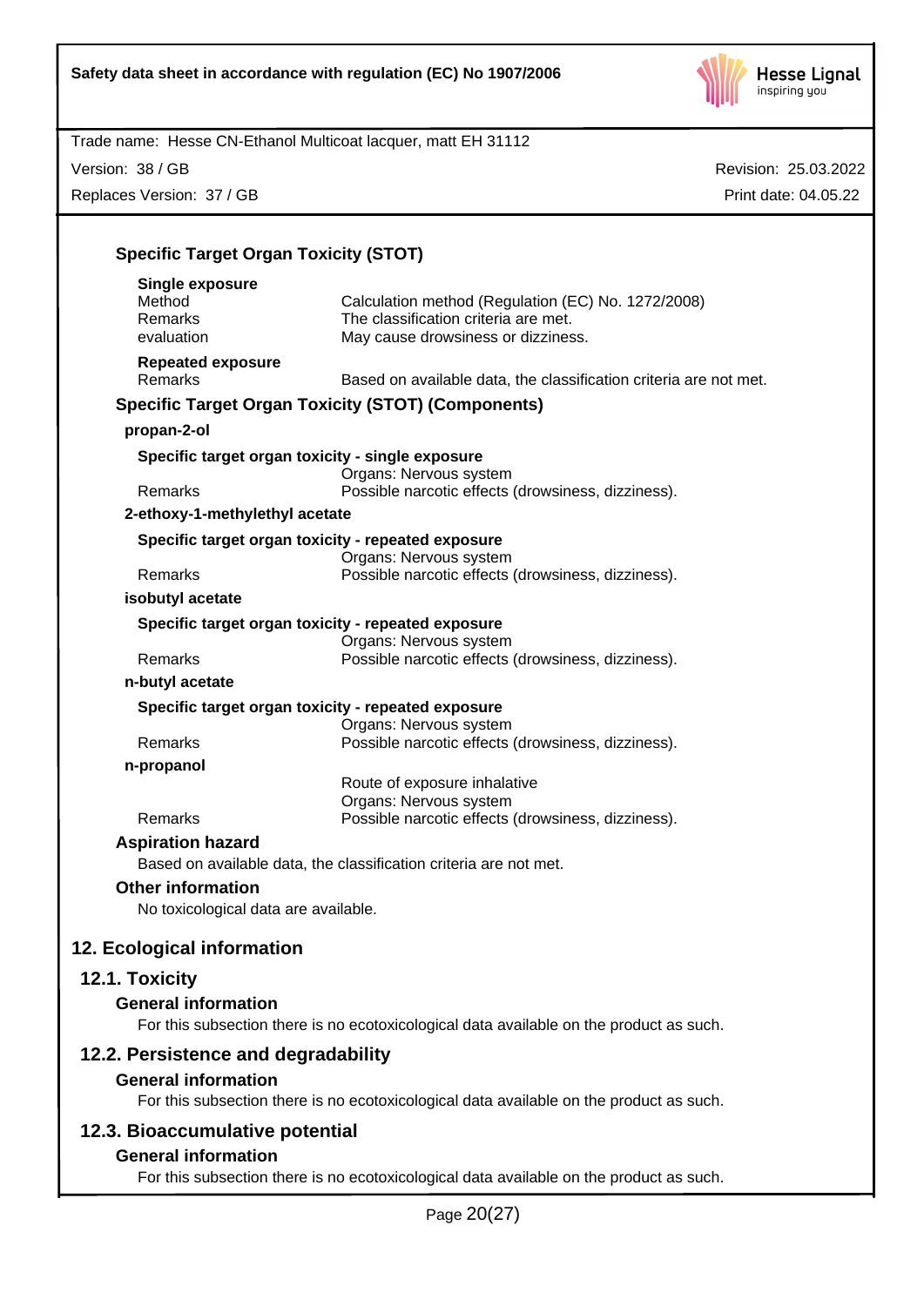**Specific Target Organ Toxicity (STOT)**

**Single exposure**

| | |
|---|---|
| Method | Calculation method (Regulation (EC) No. 1272/2008) |
| Remarks | The classification criteria are met. |
| evaluation | May cause drowsiness or dizziness. |

**Repeated exposure**

| | |
|---|---|
| Remarks | Based on available data, the classification criteria are not met. |

**Specific Target Organ Toxicity (STOT) (Components)**

**propan-2-ol**

**Specific target organ toxicity - single exposure**

| | |
|---|---|
| | Organs: Nervous system |
| Remarks | Possible narcotic effects (drowsiness, dizziness). |

**2-ethoxy-1-methylethyl acetate**

**Specific target organ toxicity - repeated exposure**

| | |
|---|---|
| | Organs: Nervous system |
| Remarks | Possible narcotic effects (drowsiness, dizziness). |

**isobutyl acetate**

**Specific target organ toxicity - repeated exposure**

| | |
|---|---|
| | Organs: Nervous system |
| Remarks | Possible narcotic effects (drowsiness, dizziness). |

**n-butyl acetate**

**Specific target organ toxicity - repeated exposure**

| | |
|---|---|
| | Organs: Nervous system |
| Remarks | Possible narcotic effects (drowsiness, dizziness). |

**n-propanol**

| | |
|---|---|
| | Route of exposure inhalative |
| | Organs: Nervous system |
| Remarks | Possible narcotic effects (drowsiness, dizziness). |

**Aspiration hazard**

Based on available data, the classification criteria are not met.

**Other information**

No toxicological data are available.

## 12. Ecological information

### 12.1. Toxicity

**General information**

For this subsection there is no ecotoxicological data available on the product as such.

### 12.2. Persistence and degradability

**General information**

For this subsection there is no ecotoxicological data available on the product as such.

### 12.3. Bioaccumulative potential

**General information**

For this subsection there is no ecotoxicological data available on the product as such.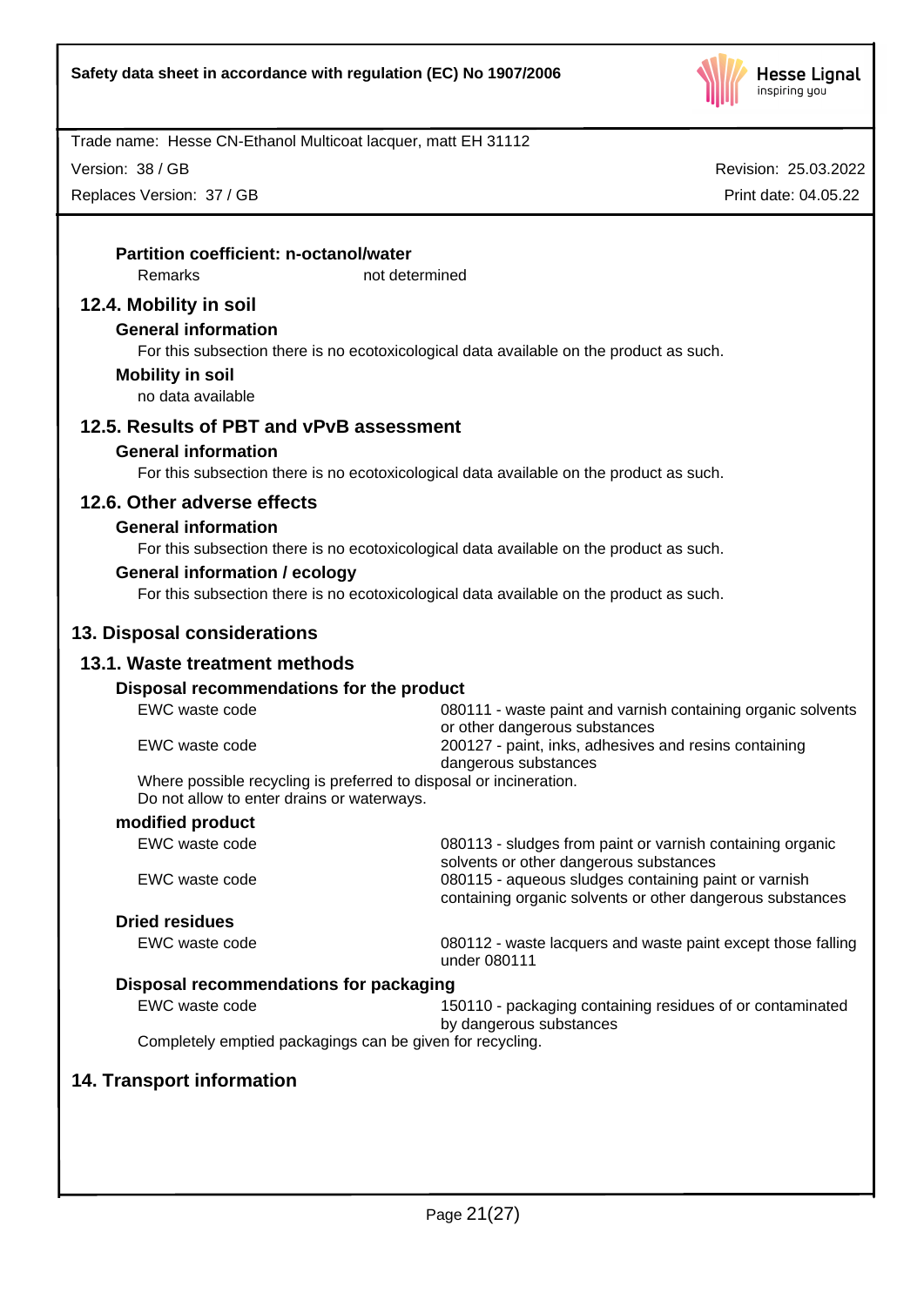**Partition coefficient: n-octanol/water**

| | |
|---|---|
| Remarks | not determined |

## 12.4. Mobility in soil

**General information**

For this subsection there is no ecotoxicological data available on the product as such.

**Mobility in soil**

no data available

## 12.5. Results of PBT and vPvB assessment

**General information**

For this subsection there is no ecotoxicological data available on the product as such.

## 12.6. Other adverse effects

**General information**

For this subsection there is no ecotoxicological data available on the product as such.

**General information / ecology**

For this subsection there is no ecotoxicological data available on the product as such.

# 13. Disposal considerations

## 13.1. Waste treatment methods

**Disposal recommendations for the product**

| | |
|---|---|
| EWC waste code | 080111 - waste paint and varnish containing organic solvents or other dangerous substances |
| EWC waste code | 200127 - paint, inks, adhesives and resins containing dangerous substances |

Where possible recycling is preferred to disposal or incineration.
Do not allow to enter drains or waterways.

**modified product**

| | |
|---|---|
| EWC waste code | 080113 - sludges from paint or varnish containing organic solvents or other dangerous substances |
| EWC waste code | 080115 - aqueous sludges containing paint or varnish containing organic solvents or other dangerous substances |

**Dried residues**

| | |
|---|---|
| EWC waste code | 080112 - waste lacquers and waste paint except those falling under 080111 |

**Disposal recommendations for packaging**

| | |
|---|---|
| EWC waste code | 150110 - packaging containing residues of or contaminated by dangerous substances |

Completely emptied packagings can be given for recycling.

# 14. Transport information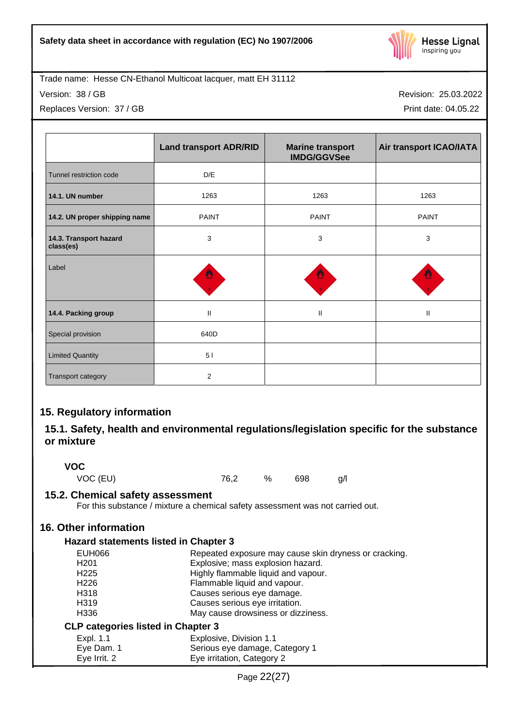|  | Land transport ADR/RID | Marine transport IMDG/GGVSee | Air transport ICAO/IATA |
|---|---|---|---|
| Tunnel restriction code | D/E |  |  |
| **14.1. UN number** | 1263 | 1263 | 1263 |
| **14.2. UN proper shipping name** | PAINT | PAINT | PAINT |
| **14.3. Transport hazard class(es)** | 3 | 3 | 3 |
| Label |  |  |  |
| **14.4. Packing group** | II | II | II |
| Special provision | 640D |  |  |
| Limited Quantity | 5 l |  |  |
| Transport category | 2 |  |  |

## 15. Regulatory information

### 15.1. Safety, health and environmental regulations/legislation specific for the substance or mixture

**VOC**

| VOC (EU) | 76,2 | % | 698 | g/l |
|---|---|---|---|---|

### 15.2. Chemical safety assessment

For this substance / mixture a chemical safety assessment was not carried out.

## 16. Other information

### Hazard statements listed in Chapter 3

| | |
|---|---|
| EUH066 | Repeated exposure may cause skin dryness or cracking. |
| H201 | Explosive; mass explosion hazard. |
| H225 | Highly flammable liquid and vapour. |
| H226 | Flammable liquid and vapour. |
| H318 | Causes serious eye damage. |
| H319 | Causes serious eye irritation. |
| H336 | May cause drowsiness or dizziness. |

### CLP categories listed in Chapter 3

| | |
|---|---|
| Expl. 1.1 | Explosive, Division 1.1 |
| Eye Dam. 1 | Serious eye damage, Category 1 |
| Eye Irrit. 2 | Eye irritation, Category 2 |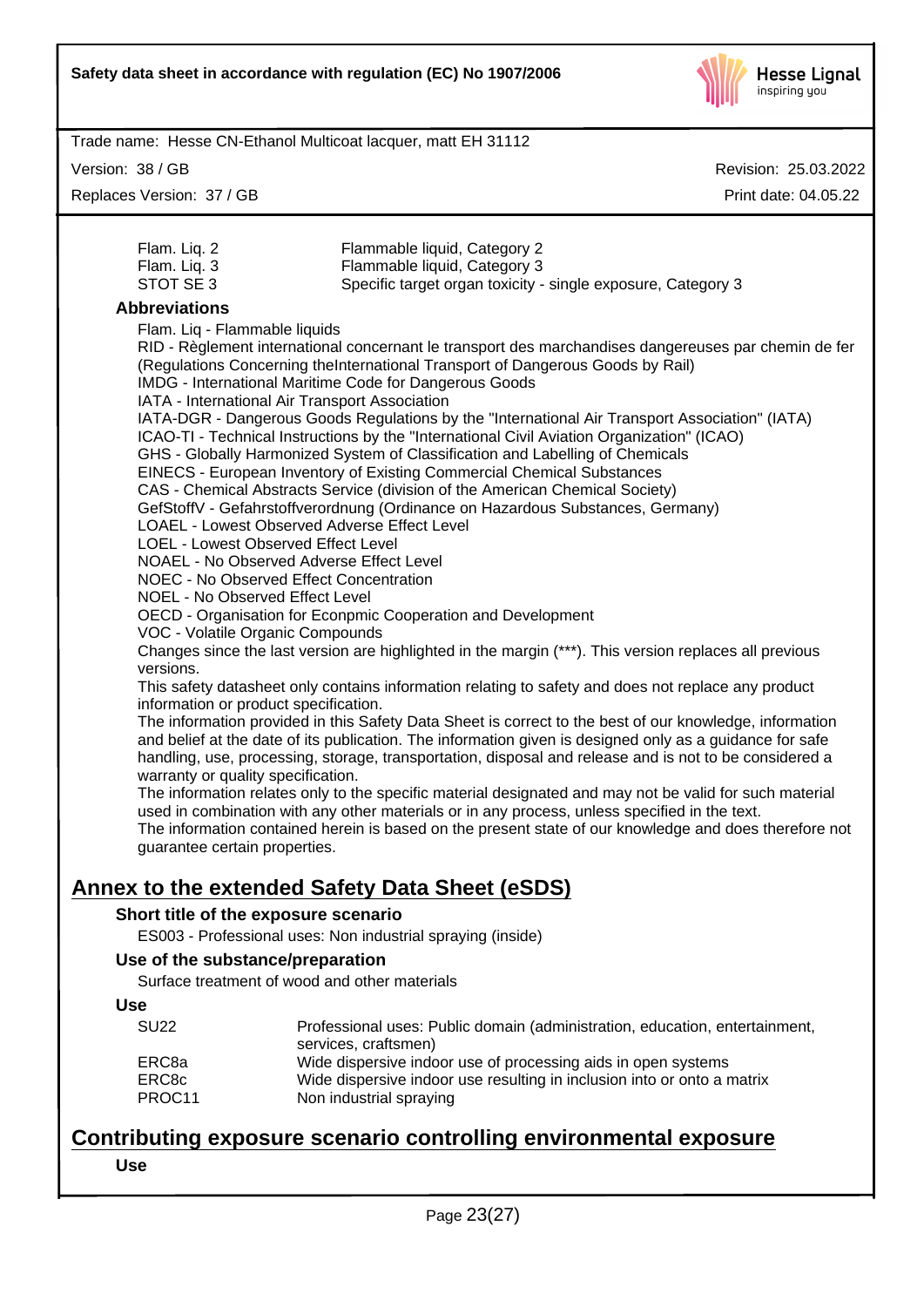| | |
|---|---|
| Flam. Liq. 2 | Flammable liquid, Category 2 |
| Flam. Liq. 3 | Flammable liquid, Category 3 |
| STOT SE 3 | Specific target organ toxicity - single exposure, Category 3 |

**Abbreviations**

Flam. Liq - Flammable liquids
RID - Règlement international concernant le transport des marchandises dangereuses par chemin de fer (Regulations Concerning theInternational Transport of Dangerous Goods by Rail)
IMDG - International Maritime Code for Dangerous Goods
IATA - International Air Transport Association
IATA-DGR - Dangerous Goods Regulations by the "International Air Transport Association" (IATA)
ICAO-TI - Technical Instructions by the "International Civil Aviation Organization" (ICAO)
GHS - Globally Harmonized System of Classification and Labelling of Chemicals
EINECS - European Inventory of Existing Commercial Chemical Substances
CAS - Chemical Abstracts Service (division of the American Chemical Society)
GefStoffV - Gefahrstoffverordnung (Ordinance on Hazardous Substances, Germany)
LOAEL - Lowest Observed Adverse Effect Level
LOEL - Lowest Observed Effect Level
NOAEL - No Observed Adverse Effect Level
NOEC - No Observed Effect Concentration
NOEL - No Observed Effect Level
OECD - Organisation for Econpmic Cooperation and Development
VOC - Volatile Organic Compounds
Changes since the last version are highlighted in the margin (***). This version replaces all previous versions.
This safety datasheet only contains information relating to safety and does not replace any product information or product specification.
The information provided in this Safety Data Sheet is correct to the best of our knowledge, information and belief at the date of its publication. The information given is designed only as a guidance for safe handling, use, processing, storage, transportation, disposal and release and is not to be considered a warranty or quality specification.
The information relates only to the specific material designated and may not be valid for such material used in combination with any other materials or in any process, unless specified in the text.
The information contained herein is based on the present state of our knowledge and does therefore not guarantee certain properties.

## Annex to the extended Safety Data Sheet (eSDS)

**Short title of the exposure scenario**

ES003 - Professional uses: Non industrial spraying (inside)

**Use of the substance/preparation**

Surface treatment of wood and other materials

**Use**

| | |
|---|---|
| SU22 | Professional uses: Public domain (administration, education, entertainment, services, craftsmen) |
| ERC8a | Wide dispersive indoor use of processing aids in open systems |
| ERC8c | Wide dispersive indoor use resulting in inclusion into or onto a matrix |
| PROC11 | Non industrial spraying |

## Contributing exposure scenario controlling environmental exposure

**Use**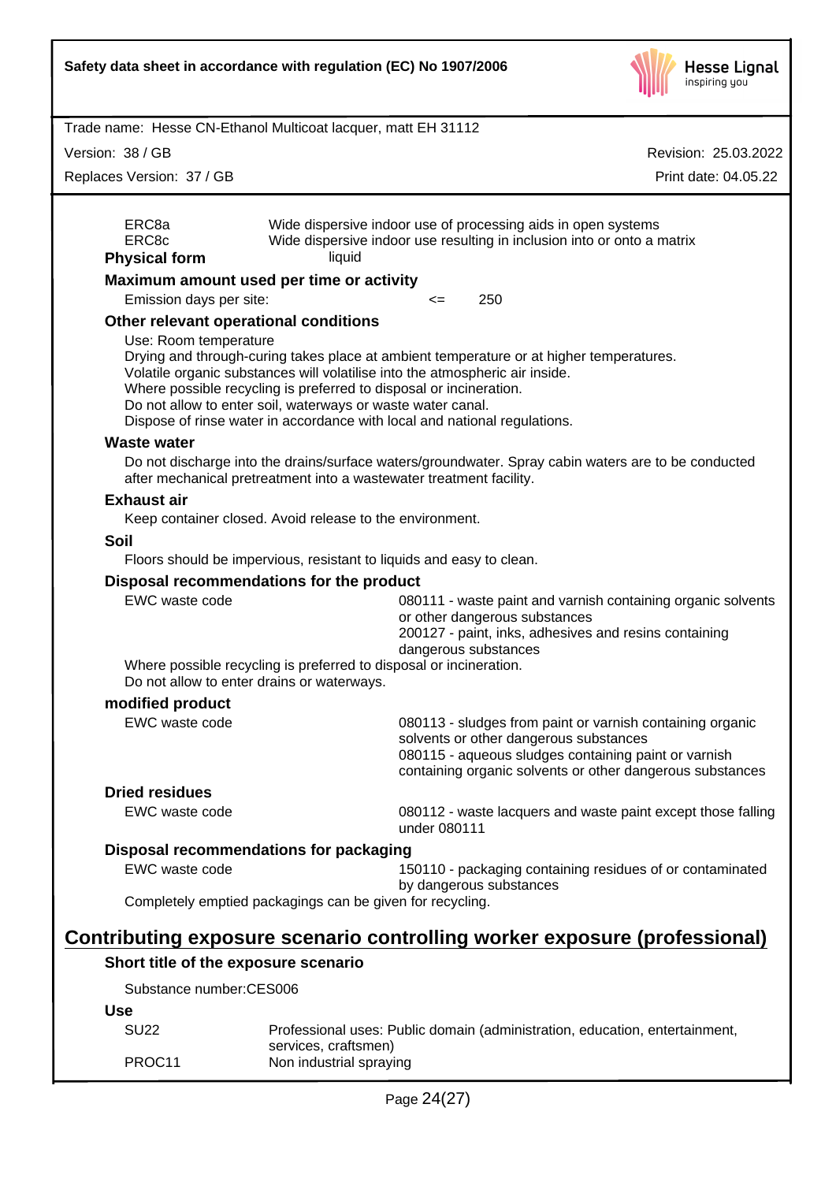| | |
|---|---|
| ERC8a | Wide dispersive indoor use of processing aids in open systems |
| ERC8c | Wide dispersive indoor use resulting in inclusion into or onto a matrix |

**Physical form** liquid

**Maximum amount used per time or activity**

Emission days per site: <= 250

**Other relevant operational conditions**

Use: Room temperature
Drying and through-curing takes place at ambient temperature or at higher temperatures.
Volatile organic substances will volatilise into the atmospheric air inside.
Where possible recycling is preferred to disposal or incineration.
Do not allow to enter soil, waterways or waste water canal.
Dispose of rinse water in accordance with local and national regulations.

**Waste water**

Do not discharge into the drains/surface waters/groundwater. Spray cabin waters are to be conducted after mechanical pretreatment into a wastewater treatment facility.

**Exhaust air**

Keep container closed. Avoid release to the environment.

**Soil**

Floors should be impervious, resistant to liquids and easy to clean.

**Disposal recommendations for the product**

| | |
|---|---|
| EWC waste code | 080111 - waste paint and varnish containing organic solvents or other dangerous substances<br>200127 - paint, inks, adhesives and resins containing dangerous substances |

Where possible recycling is preferred to disposal or incineration.
Do not allow to enter drains or waterways.

**modified product**

| | |
|---|---|
| EWC waste code | 080113 - sludges from paint or varnish containing organic solvents or other dangerous substances<br>080115 - aqueous sludges containing paint or varnish containing organic solvents or other dangerous substances |

**Dried residues**

| | |
|---|---|
| EWC waste code | 080112 - waste lacquers and waste paint except those falling under 080111 |

**Disposal recommendations for packaging**

| | |
|---|---|
| EWC waste code | 150110 - packaging containing residues of or contaminated by dangerous substances |

Completely emptied packagings can be given for recycling.

## Contributing exposure scenario controlling worker exposure (professional)

**Short title of the exposure scenario**

Substance number:CES006

**Use**

| | |
|---|---|
| SU22 | Professional uses: Public domain (administration, education, entertainment, services, craftsmen) |
| PROC11 | Non industrial spraying |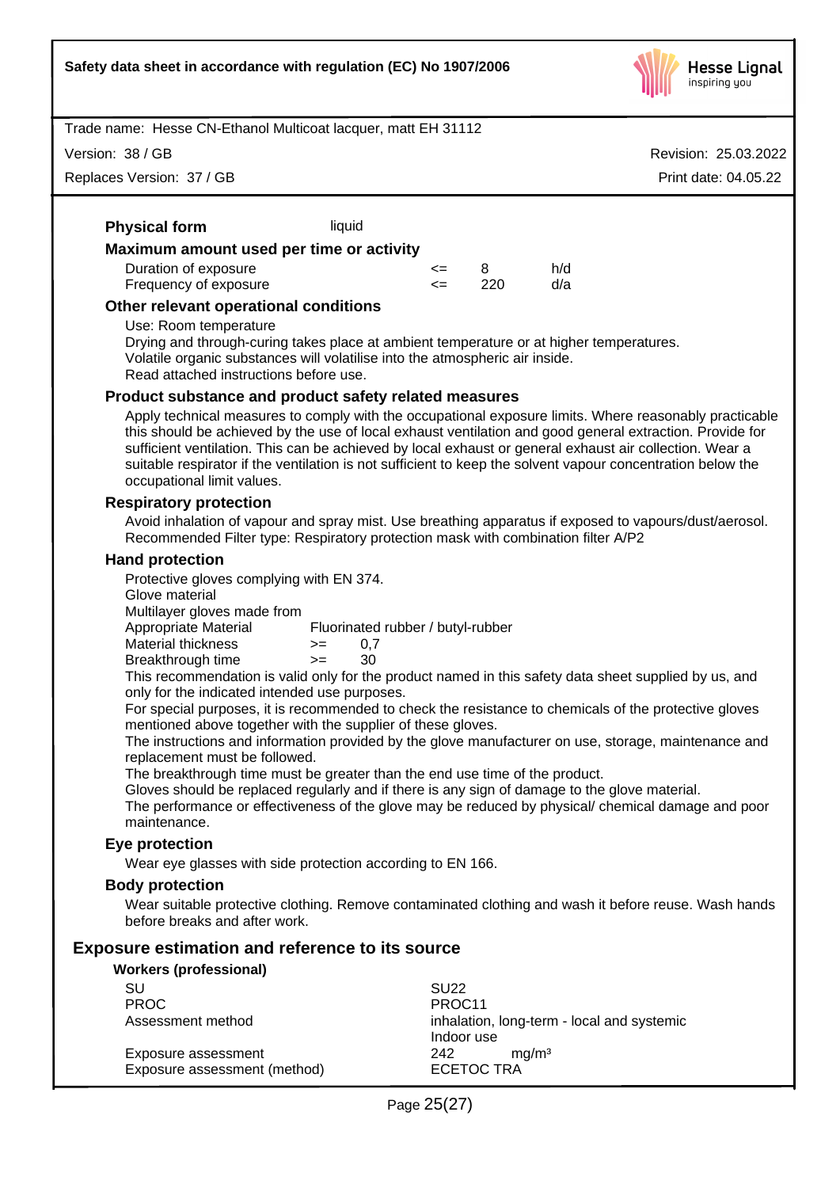**Physical form** liquid

**Maximum amount used per time or activity**

| | | | |
|---|---|---|---|
| Duration of exposure | <= | 8 | h/d |
| Frequency of exposure | <= | 220 | d/a |

**Other relevant operational conditions**

Use: Room temperature
Drying and through-curing takes place at ambient temperature or at higher temperatures.
Volatile organic substances will volatilise into the atmospheric air inside.
Read attached instructions before use.

**Product substance and product safety related measures**

Apply technical measures to comply with the occupational exposure limits. Where reasonably practicable this should be achieved by the use of local exhaust ventilation and good general extraction. Provide for sufficient ventilation. This can be achieved by local exhaust or general exhaust air collection. Wear a suitable respirator if the ventilation is not sufficient to keep the solvent vapour concentration below the occupational limit values.

**Respiratory protection**

Avoid inhalation of vapour and spray mist. Use breathing apparatus if exposed to vapours/dust/aerosol.
Recommended Filter type: Respiratory protection mask with combination filter A/P2

**Hand protection**

Protective gloves complying with EN 374.
Glove material
Multilayer gloves made from

| | | |
|---|---|---|
| Appropriate Material | Fluorinated rubber / butyl-rubber | |
| Material thickness | >= | 0,7 |
| Breakthrough time | >= | 30 |

This recommendation is valid only for the product named in this safety data sheet supplied by us, and only for the indicated intended use purposes.
For special purposes, it is recommended to check the resistance to chemicals of the protective gloves mentioned above together with the supplier of these gloves.
The instructions and information provided by the glove manufacturer on use, storage, maintenance and replacement must be followed.
The breakthrough time must be greater than the end use time of the product.
Gloves should be replaced regularly and if there is any sign of damage to the glove material.
The performance or effectiveness of the glove may be reduced by physical/ chemical damage and poor maintenance.

**Eye protection**

Wear eye glasses with side protection according to EN 166.

**Body protection**

Wear suitable protective clothing. Remove contaminated clothing and wash it before reuse. Wash hands before breaks and after work.

## Exposure estimation and reference to its source

**Workers (professional)**

| | |
|---|---|
| SU | SU22 |
| PROC | PROC11 |
| Assessment method | inhalation, long-term - local and systemic<br>Indoor use |
| Exposure assessment | 242 mg/m³ |
| Exposure assessment (method) | ECETOC TRA |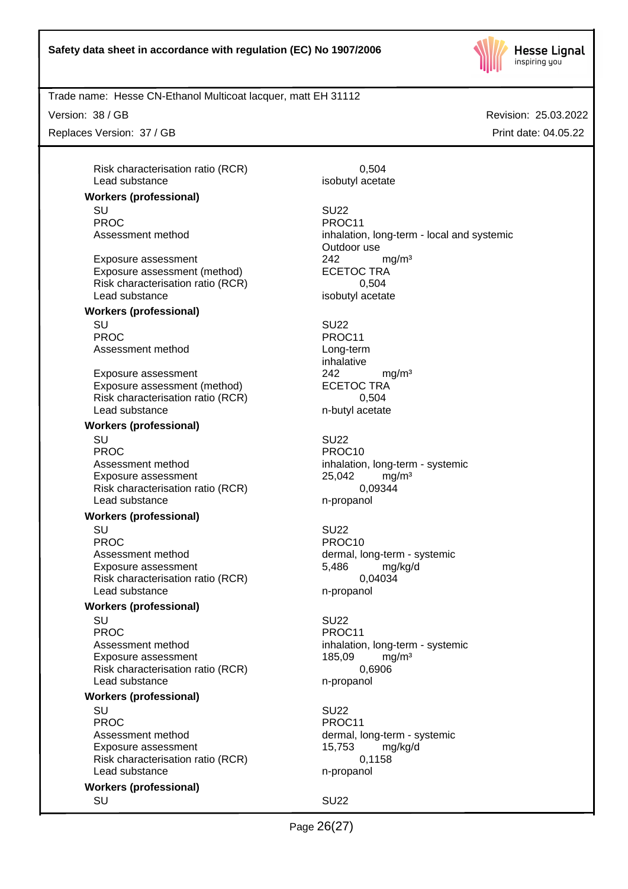| | |
|---|---|
| Risk characterisation ratio (RCR) | 0,504 |
| Lead substance | isobutyl acetate |

**Workers (professional)**

| | |
|---|---|
| SU | SU22 |
| PROC | PROC11 |
| Assessment method | inhalation, long-term - local and systemic Outdoor use |
| Exposure assessment | 242 mg/m³ |
| Exposure assessment (method) | ECETOC TRA |
| Risk characterisation ratio (RCR) | 0,504 |
| Lead substance | isobutyl acetate |

**Workers (professional)**

| | |
|---|---|
| SU | SU22 |
| PROC | PROC11 |
| Assessment method | Long-term inhalative |
| Exposure assessment | 242 mg/m³ |
| Exposure assessment (method) | ECETOC TRA |
| Risk characterisation ratio (RCR) | 0,504 |
| Lead substance | n-butyl acetate |

**Workers (professional)**

| | |
|---|---|
| SU | SU22 |
| PROC | PROC10 |
| Assessment method | inhalation, long-term - systemic |
| Exposure assessment | 25,042 mg/m³ |
| Risk characterisation ratio (RCR) | 0,09344 |
| Lead substance | n-propanol |

**Workers (professional)**

| | |
|---|---|
| SU | SU22 |
| PROC | PROC10 |
| Assessment method | dermal, long-term - systemic |
| Exposure assessment | 5,486 mg/kg/d |
| Risk characterisation ratio (RCR) | 0,04034 |
| Lead substance | n-propanol |

**Workers (professional)**

| | |
|---|---|
| SU | SU22 |
| PROC | PROC11 |
| Assessment method | inhalation, long-term - systemic |
| Exposure assessment | 185,09 mg/m³ |
| Risk characterisation ratio (RCR) | 0,6906 |
| Lead substance | n-propanol |

**Workers (professional)**

| | |
|---|---|
| SU | SU22 |
| PROC | PROC11 |
| Assessment method | dermal, long-term - systemic |
| Exposure assessment | 15,753 mg/kg/d |
| Risk characterisation ratio (RCR) | 0,1158 |
| Lead substance | n-propanol |

**Workers (professional)**

| | |
|---|---|
| SU | SU22 |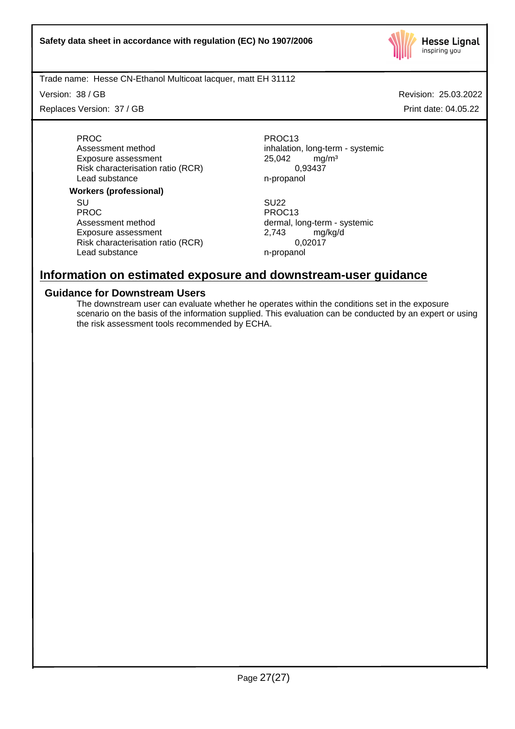| | |
|---|---|
| PROC | PROC13 |
| Assessment method | inhalation, long-term - systemic |
| Exposure assessment | 25,042 mg/m³ |
| Risk characterisation ratio (RCR) | 0,93437 |
| Lead substance | n-propanol |

**Workers (professional)**

| | |
|---|---|
| SU | SU22 |
| PROC | PROC13 |
| Assessment method | dermal, long-term - systemic |
| Exposure assessment | 2,743 mg/kg/d |
| Risk characterisation ratio (RCR) | 0,02017 |
| Lead substance | n-propanol |

## Information on estimated exposure and downstream-user guidance

### Guidance for Downstream Users

The downstream user can evaluate whether he operates within the conditions set in the exposure scenario on the basis of the information supplied. This evaluation can be conducted by an expert or using the risk assessment tools recommended by ECHA.